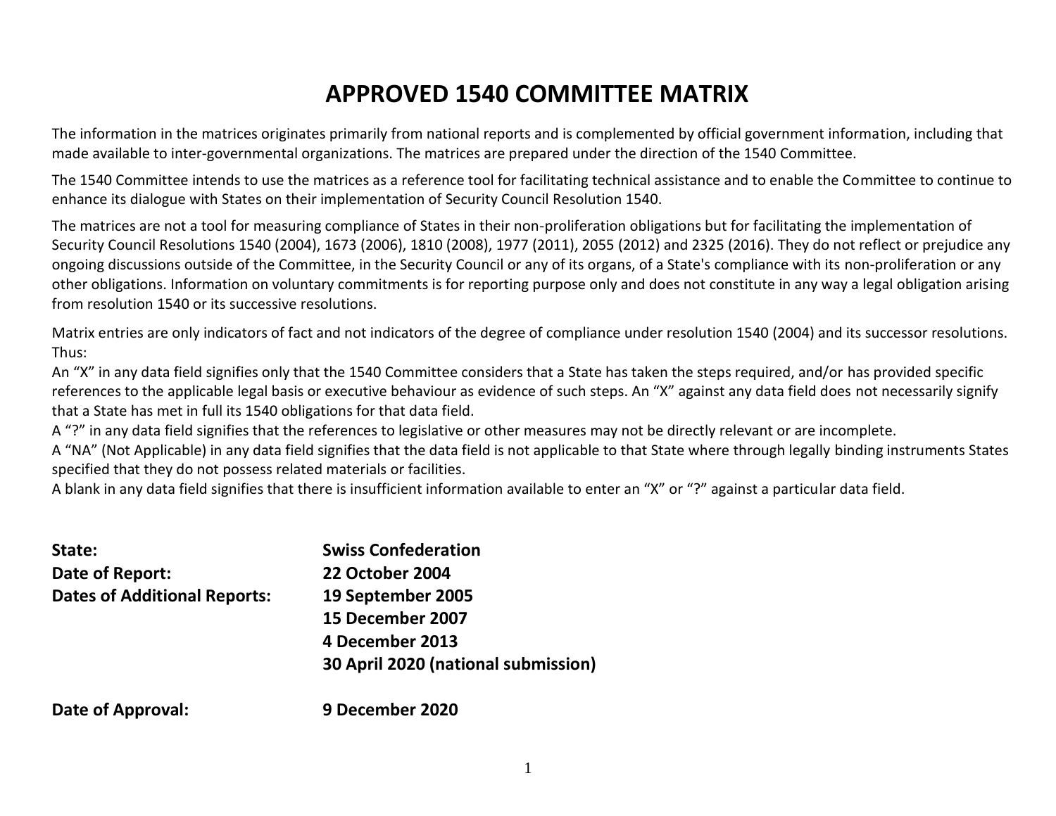# APPROVED 1540 COMMITTEE MATRIX

The information in the matrices originates primarily from national reports and is complemented by official government information, including that made available to inter-governmental organizations. The matrices are prepared under the direction of the 1540 Committee.

The 1540 Committee intends to use the matrices as a reference tool for facilitating technical assistance and to enable the Committee to continue to enhance its dialogue with States on their implementation of Security Council Resolution 1540.

The matrices are not a tool for measuring compliance of States in their non-proliferation obligations but for facilitating the implementation of Security Council Resolutions 1540 (2004), 1673 (2006), 1810 (2008), 1977 (2011), 2055 (2012) and 2325 (2016). They do not reflect or prejudice any ongoing discussions outside of the Committee, in the Security Council or any of its organs, of a State's compliance with its non-proliferation or any other obligations. Information on voluntary commitments is for reporting purpose only and does not constitute in any way a legal obligation arising from resolution 1540 or its successive resolutions.

Matrix entries are only indicators of fact and not indicators of the degree of compliance under resolution 1540 (2004) and its successor resolutions. Thus:
An "X" in any data field signifies only that the 1540 Committee considers that a State has taken the steps required, and/or has provided specific references to the applicable legal basis or executive behaviour as evidence of such steps. An "X" against any data field does not necessarily signify that a State has met in full its 1540 obligations for that data field.
A "?" in any data field signifies that the references to legislative or other measures may not be directly relevant or are incomplete.
A "NA" (Not Applicable) in any data field signifies that the data field is not applicable to that State where through legally binding instruments States specified that they do not possess related materials or facilities.
A blank in any data field signifies that there is insufficient information available to enter an "X" or "?" against a particular data field.

**State:** **Swiss Confederation**
**Date of Report:** **22 October 2004**
**Dates of Additional Reports:** **19 September 2005**
**15 December 2007**
**4 December 2013**
**30 April 2020 (national submission)**

**Date of Approval:** **9 December 2020**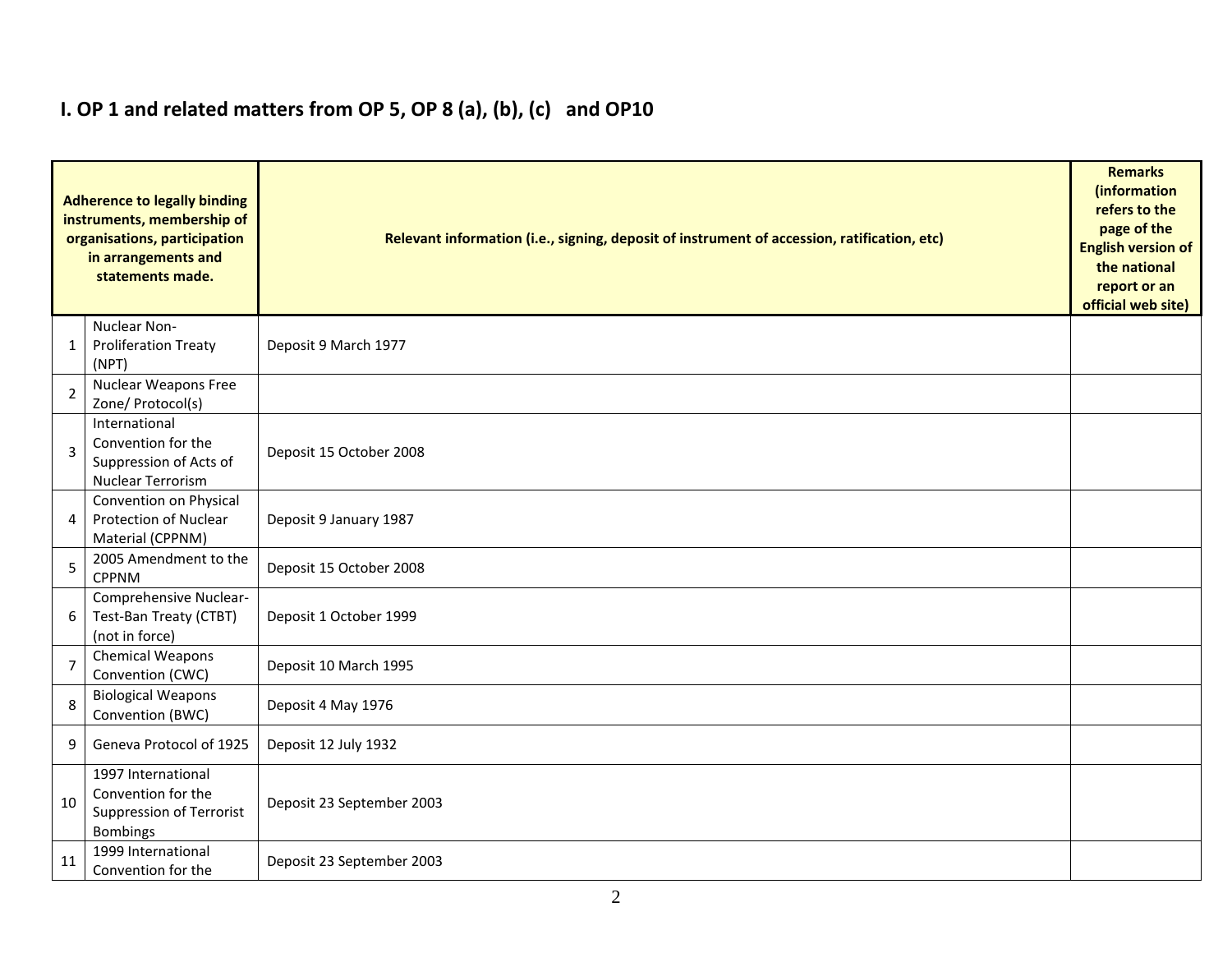## I. OP 1 and related matters from OP 5, OP 8 (a), (b), (c) and OP10

| | Adherence to legally binding instruments, membership of organisations, participation in arrangements and statements made. | Relevant information (i.e., signing, deposit of instrument of accession, ratification, etc) | Remarks (information refers to the page of the English version of the national report or an official web site) |
|---|---|---|---|
| 1 | Nuclear Non-Proliferation Treaty (NPT) | Deposit 9 March 1977 | |
| 2 | Nuclear Weapons Free Zone/ Protocol(s) | | |
| 3 | International Convention for the Suppression of Acts of Nuclear Terrorism | Deposit 15 October 2008 | |
| 4 | Convention on Physical Protection of Nuclear Material (CPPNM) | Deposit 9 January 1987 | |
| 5 | 2005 Amendment to the CPPNM | Deposit 15 October 2008 | |
| 6 | Comprehensive Nuclear-Test-Ban Treaty (CTBT) (not in force) | Deposit 1 October 1999 | |
| 7 | Chemical Weapons Convention (CWC) | Deposit 10 March 1995 | |
| 8 | Biological Weapons Convention (BWC) | Deposit 4 May 1976 | |
| 9 | Geneva Protocol of 1925 | Deposit 12 July 1932 | |
| 10 | 1997 International Convention for the Suppression of Terrorist Bombings | Deposit 23 September 2003 | |
| 11 | 1999 International Convention for the | Deposit 23 September 2003 | |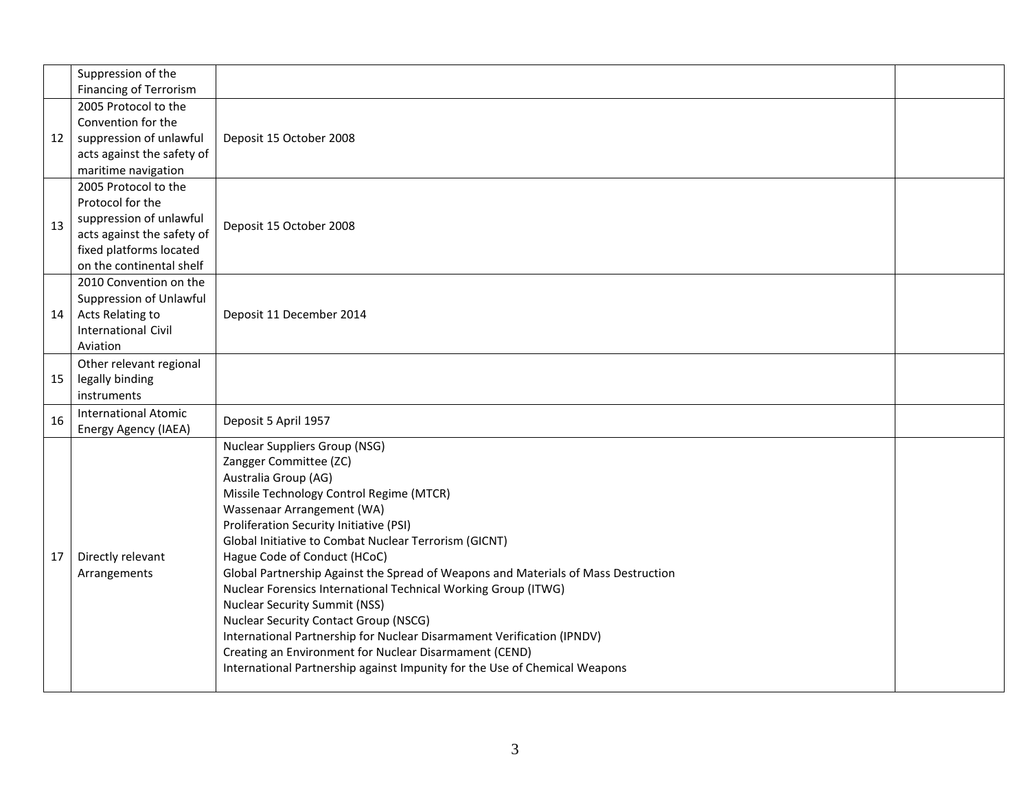| | | | |
|---|---|---|---|
| | Suppression of the Financing of Terrorism | | |
| 12 | 2005 Protocol to the Convention for the suppression of unlawful acts against the safety of maritime navigation | Deposit 15 October 2008 | |
| 13 | 2005 Protocol to the Protocol for the suppression of unlawful acts against the safety of fixed platforms located on the continental shelf | Deposit 15 October 2008 | |
| 14 | 2010 Convention on the Suppression of Unlawful Acts Relating to International Civil Aviation | Deposit 11 December 2014 | |
| 15 | Other relevant regional legally binding instruments | | |
| 16 | International Atomic Energy Agency (IAEA) | Deposit 5 April 1957 | |
| 17 | Directly relevant Arrangements | Nuclear Suppliers Group (NSG)<br>Zangger Committee (ZC)<br>Australia Group (AG)<br>Missile Technology Control Regime (MTCR)<br>Wassenaar Arrangement (WA)<br>Proliferation Security Initiative (PSI)<br>Global Initiative to Combat Nuclear Terrorism (GICNT)<br>Hague Code of Conduct (HCoC)<br>Global Partnership Against the Spread of Weapons and Materials of Mass Destruction<br>Nuclear Forensics International Technical Working Group (ITWG)<br>Nuclear Security Summit (NSS)<br>Nuclear Security Contact Group (NSCG)<br>International Partnership for Nuclear Disarmament Verification (IPNDV)<br>Creating an Environment for Nuclear Disarmament (CEND)<br>International Partnership against Impunity for the Use of Chemical Weapons | |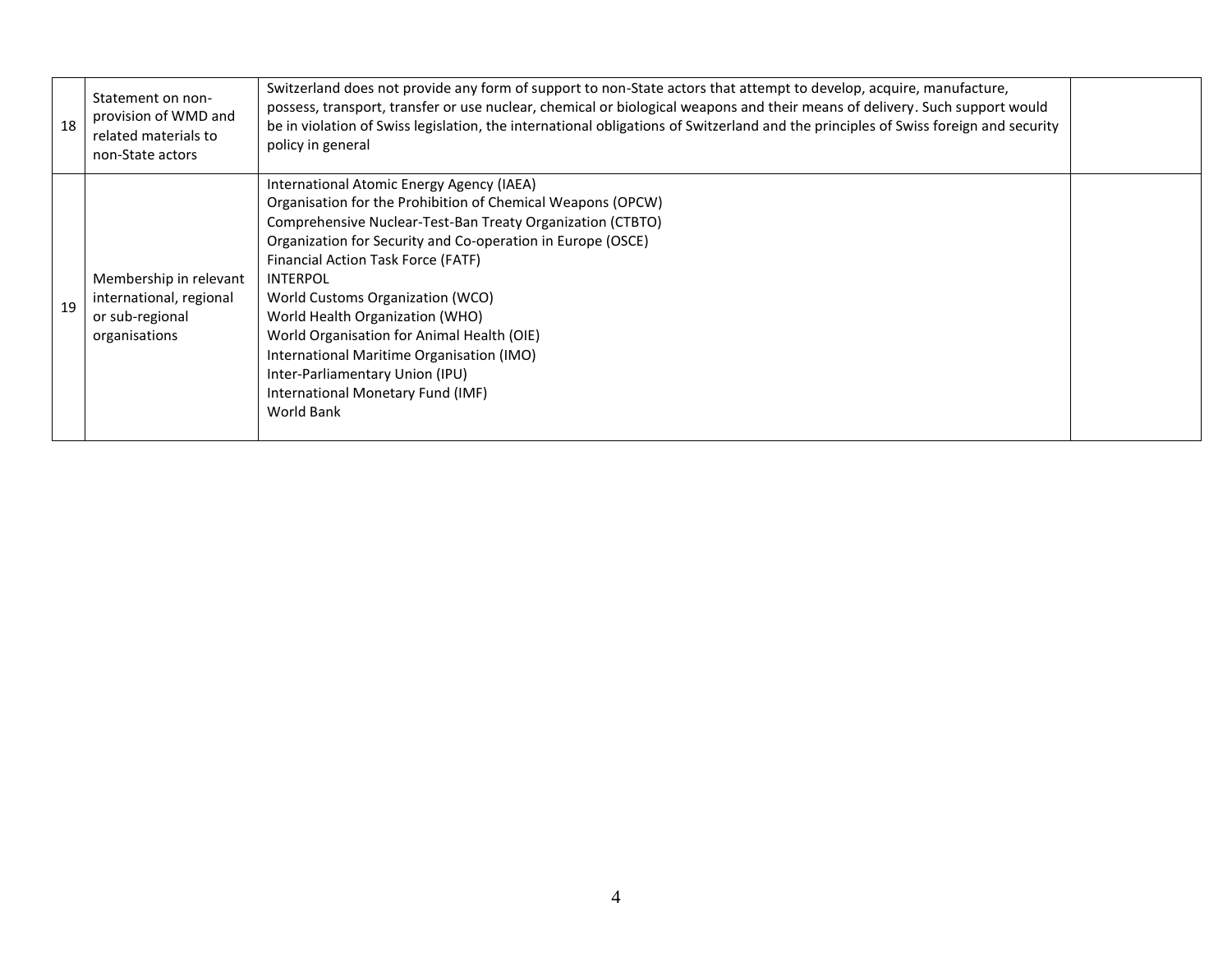| | | | |
|---|---|---|---|
| 18 | Statement on non-provision of WMD and related materials to non-State actors | Switzerland does not provide any form of support to non-State actors that attempt to develop, acquire, manufacture, possess, transport, transfer or use nuclear, chemical or biological weapons and their means of delivery. Such support would be in violation of Swiss legislation, the international obligations of Switzerland and the principles of Swiss foreign and security policy in general | |
| 19 | Membership in relevant international, regional or sub-regional organisations | International Atomic Energy Agency (IAEA)<br>Organisation for the Prohibition of Chemical Weapons (OPCW)<br>Comprehensive Nuclear-Test-Ban Treaty Organization (CTBTO)<br>Organization for Security and Co-operation in Europe (OSCE)<br>Financial Action Task Force (FATF)<br>INTERPOL<br>World Customs Organization (WCO)<br>World Health Organization (WHO)<br>World Organisation for Animal Health (OIE)<br>International Maritime Organisation (IMO)<br>Inter-Parliamentary Union (IPU)<br>International Monetary Fund (IMF)<br>World Bank | |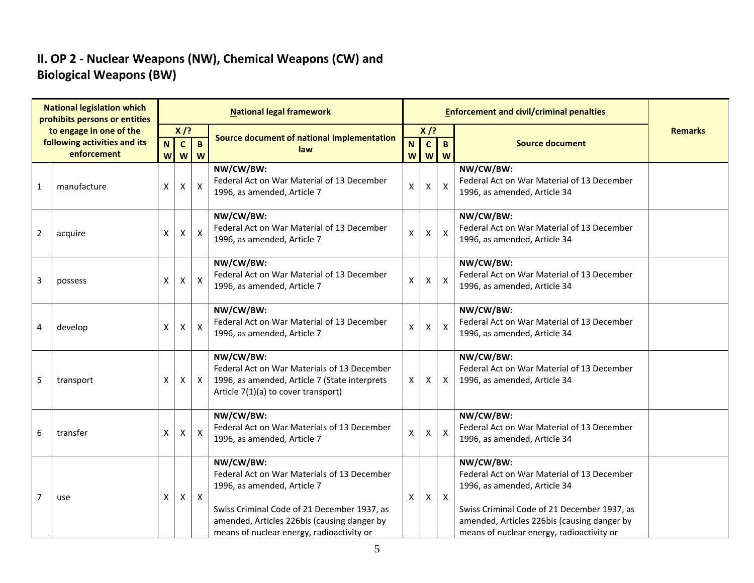## II. OP 2 - Nuclear Weapons (NW), Chemical Weapons (CW) and Biological Weapons (BW)

| National legislation which prohibits persons or entities to engage in one of the following activities and its enforcement | | National legal framework | | | | Enforcement and civil/criminal penalties | | | | Remarks |
|---|---|---|---|---|---|---|---|---|---|---|
| | | X /? | | | Source document of national implementation law | X /? | | | Source document | |
| | | NW | CW | BW | | NW | CW | BW | | |
| 1 | manufacture | X | X | X | **NW/CW/BW:** Federal Act on War Material of 13 December 1996, as amended, Article 7 | X | X | X | **NW/CW/BW:** Federal Act on War Material of 13 December 1996, as amended, Article 34 | |
| 2 | acquire | X | X | X | **NW/CW/BW:** Federal Act on War Material of 13 December 1996, as amended, Article 7 | X | X | X | **NW/CW/BW:** Federal Act on War Material of 13 December 1996, as amended, Article 34 | |
| 3 | possess | X | X | X | **NW/CW/BW:** Federal Act on War Material of 13 December 1996, as amended, Article 7 | X | X | X | **NW/CW/BW:** Federal Act on War Material of 13 December 1996, as amended, Article 34 | |
| 4 | develop | X | X | X | **NW/CW/BW:** Federal Act on War Material of 13 December 1996, as amended, Article 7 | X | X | X | **NW/CW/BW:** Federal Act on War Material of 13 December 1996, as amended, Article 34 | |
| 5 | transport | X | X | X | **NW/CW/BW:** Federal Act on War Materials of 13 December 1996, as amended, Article 7 (State interprets Article 7(1)(a) to cover transport) | X | X | X | **NW/CW/BW:** Federal Act on War Material of 13 December 1996, as amended, Article 34 | |
| 6 | transfer | X | X | X | **NW/CW/BW:** Federal Act on War Materials of 13 December 1996, as amended, Article 7 | X | X | X | **NW/CW/BW:** Federal Act on War Material of 13 December 1996, as amended, Article 34 | |
| 7 | use | X | X | X | **NW/CW/BW:** Federal Act on War Materials of 13 December 1996, as amended, Article 7<br><br>Swiss Criminal Code of 21 December 1937, as amended, Articles 226bis (causing danger by means of nuclear energy, radioactivity or | X | X | X | **NW/CW/BW:** Federal Act on War Material of 13 December 1996, as amended, Article 34<br><br>Swiss Criminal Code of 21 December 1937, as amended, Articles 226bis (causing danger by means of nuclear energy, radioactivity or | |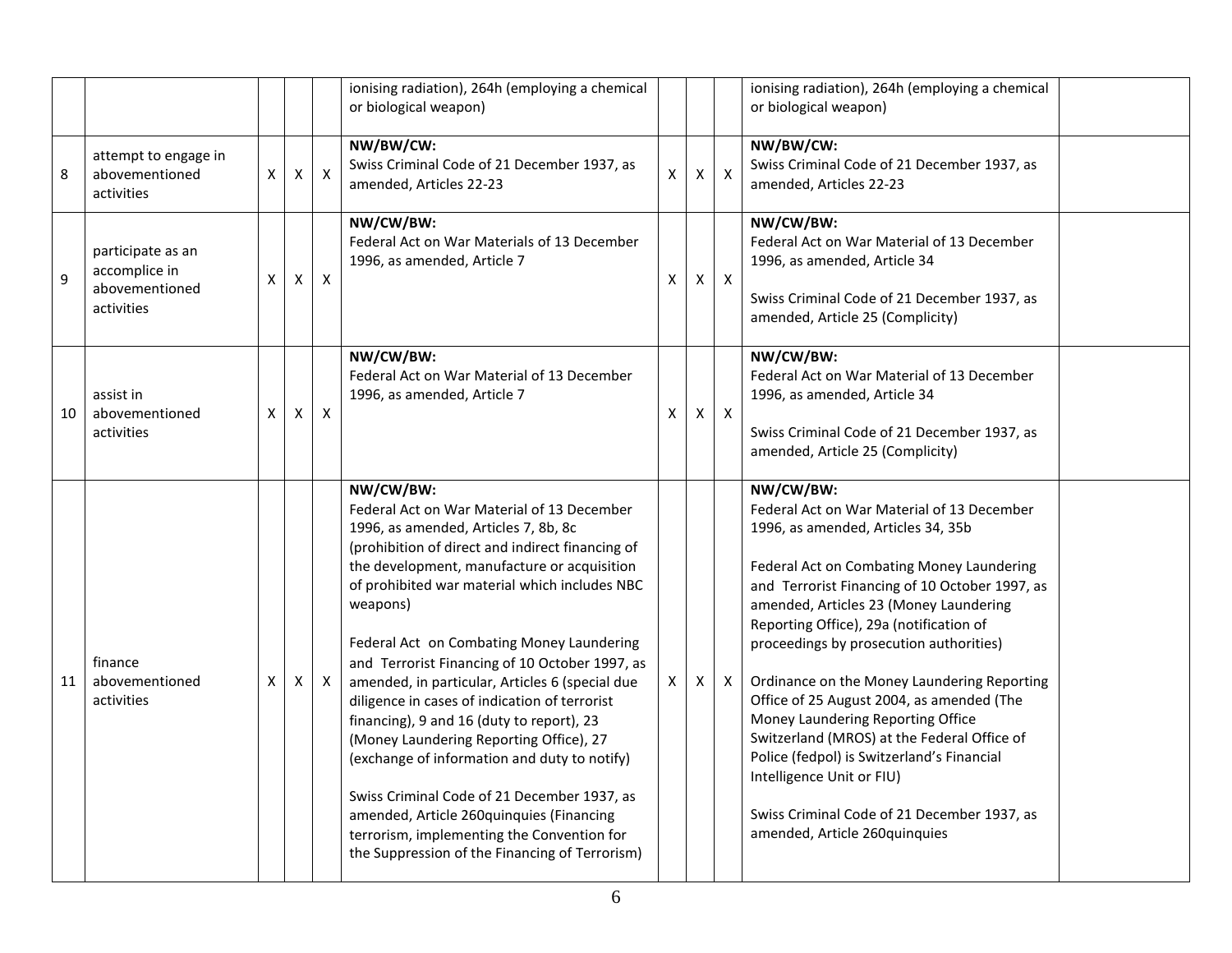| | | | | | | | | | | |
|---|---|---|---|---|---|---|---|---|---|---|
| | | | | | ionising radiation), 264h (employing a chemical or biological weapon) | | | | ionising radiation), 264h (employing a chemical or biological weapon) | |
| 8 | attempt to engage in abovementioned activities | X | X | X | **NW/BW/CW:** Swiss Criminal Code of 21 December 1937, as amended, Articles 22-23 | X | X | X | **NW/BW/CW:** Swiss Criminal Code of 21 December 1937, as amended, Articles 22-23 | |
| 9 | participate as an accomplice in abovementioned activities | X | X | X | **NW/CW/BW:** Federal Act on War Materials of 13 December 1996, as amended, Article 7 | X | X | X | **NW/CW/BW:** Federal Act on War Material of 13 December 1996, as amended, Article 34<br><br>Swiss Criminal Code of 21 December 1937, as amended, Article 25 (Complicity) | |
| 10 | assist in abovementioned activities | X | X | X | **NW/CW/BW:** Federal Act on War Material of 13 December 1996, as amended, Article 7 | X | X | X | **NW/CW/BW:** Federal Act on War Material of 13 December 1996, as amended, Article 34<br><br>Swiss Criminal Code of 21 December 1937, as amended, Article 25 (Complicity) | |
| 11 | finance abovementioned activities | X | X | X | **NW/CW/BW:** Federal Act on War Material of 13 December 1996, as amended, Articles 7, 8b, 8c (prohibition of direct and indirect financing of the development, manufacture or acquisition of prohibited war material which includes NBC weapons)<br><br>Federal Act on Combating Money Laundering and Terrorist Financing of 10 October 1997, as amended, in particular, Articles 6 (special due diligence in cases of indication of terrorist financing), 9 and 16 (duty to report), 23 (Money Laundering Reporting Office), 27 (exchange of information and duty to notify)<br><br>Swiss Criminal Code of 21 December 1937, as amended, Article 260quinquies (Financing terrorism, implementing the Convention for the Suppression of the Financing of Terrorism) | X | X | X | **NW/CW/BW:** Federal Act on War Material of 13 December 1996, as amended, Articles 34, 35b<br><br>Federal Act on Combating Money Laundering and Terrorist Financing of 10 October 1997, as amended, Articles 23 (Money Laundering Reporting Office), 29a (notification of proceedings by prosecution authorities)<br><br>Ordinance on the Money Laundering Reporting Office of 25 August 2004, as amended (The Money Laundering Reporting Office Switzerland (MROS) at the Federal Office of Police (fedpol) is Switzerland's Financial Intelligence Unit or FIU)<br><br>Swiss Criminal Code of 21 December 1937, as amended, Article 260quinquies | |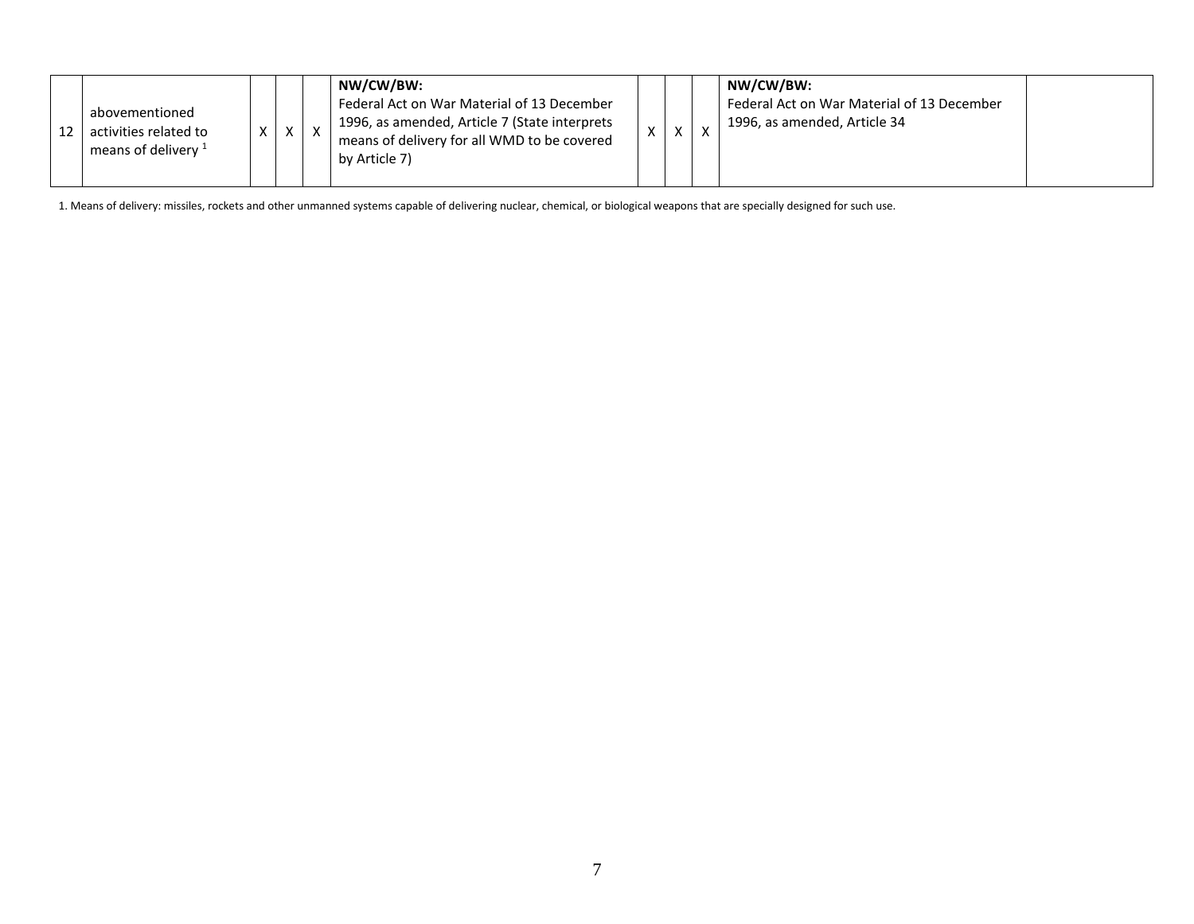| 12 | abovementioned activities related to means of delivery [1] | X | X | X | **NW/CW/BW:** Federal Act on War Material of 13 December 1996, as amended, Article 7 (State interprets means of delivery for all WMD to be covered by Article 7) | X | X | X | **NW/CW/BW:** Federal Act on War Material of 13 December 1996, as amended, Article 34 | |
|---|---|---|---|---|---|---|---|---|---|---|

1. Means of delivery: missiles, rockets and other unmanned systems capable of delivering nuclear, chemical, or biological weapons that are specially designed for such use.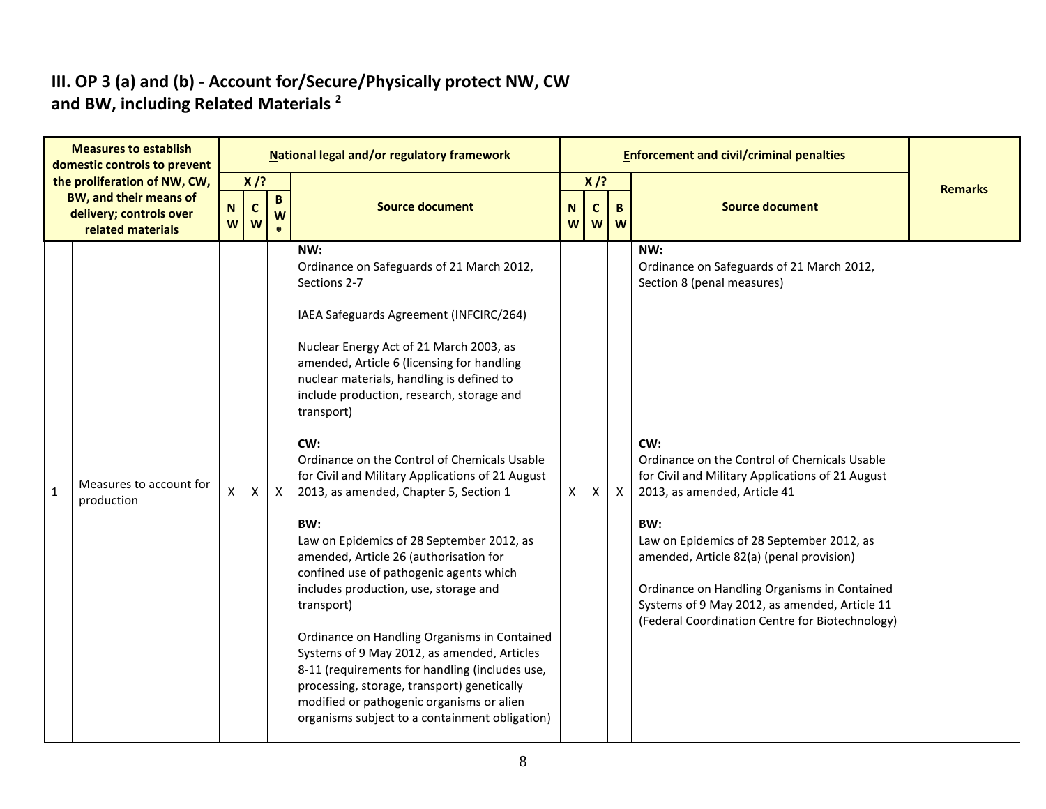### III. OP 3 (a) and (b) - Account for/Secure/Physically protect NW, CW and BW, including Related Materials [2]

| Measures to establish domestic controls to prevent the proliferation of NW, CW, BW, and their means of delivery; controls over related materials | | National legal and/or regulatory framework | | | | Enforcement and civil/criminal penalties | | | | Remarks |
|---|---|---|---|---|---|---|---|---|---|---|
| | | X /? | | | Source document | X /? | | | Source document | |
| | | NW | CW | BW* | | NW | CW | BW | | |
| 1 | Measures to account for production | X | X | X | **NW:**<br>Ordinance on Safeguards of 21 March 2012, Sections 2-7<br><br>IAEA Safeguards Agreement (INFCIRC/264)<br><br>Nuclear Energy Act of 21 March 2003, as amended, Article 6 (licensing for handling nuclear materials, handling is defined to include production, research, storage and transport)<br><br>**CW:**<br>Ordinance on the Control of Chemicals Usable for Civil and Military Applications of 21 August 2013, as amended, Chapter 5, Section 1<br><br>**BW:**<br>Law on Epidemics of 28 September 2012, as amended, Article 26 (authorisation for confined use of pathogenic agents which includes production, use, storage and transport)<br><br>Ordinance on Handling Organisms in Contained Systems of 9 May 2012, as amended, Articles 8-11 (requirements for handling (includes use, processing, storage, transport) genetically modified or pathogenic organisms or alien organisms subject to a containment obligation) | X | X | X | **NW:**<br>Ordinance on Safeguards of 21 March 2012, Section 8 (penal measures)<br><br>**CW:**<br>Ordinance on the Control of Chemicals Usable for Civil and Military Applications of 21 August 2013, as amended, Article 41<br><br>**BW:**<br>Law on Epidemics of 28 September 2012, as amended, Article 82(a) (penal provision)<br><br>Ordinance on Handling Organisms in Contained Systems of 9 May 2012, as amended, Article 11 (Federal Coordination Centre for Biotechnology) | |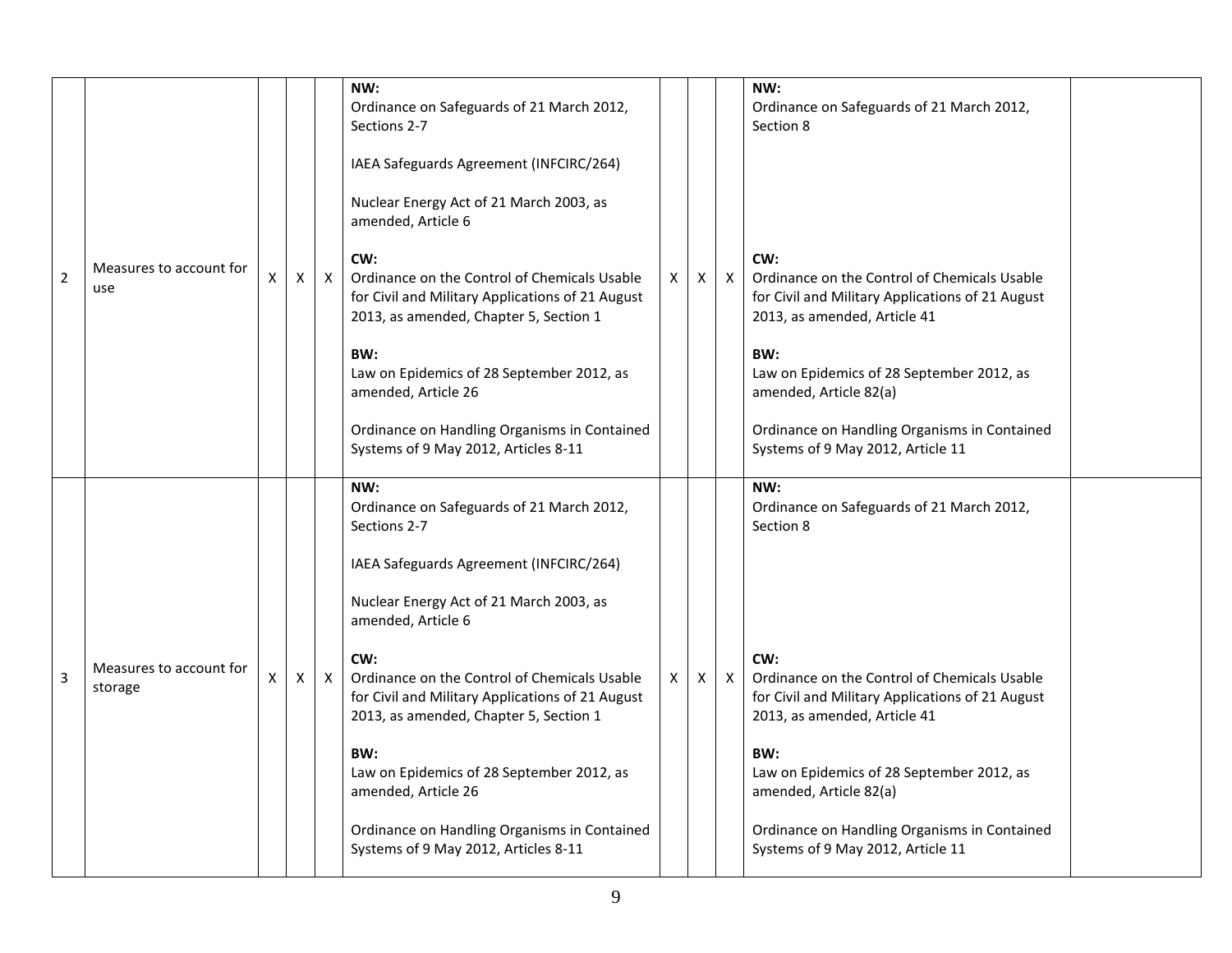| | | | | | | | | | | |
|---|---|---|---|---|---|---|---|---|---|---|
| 2 | Measures to account for use | X | X | X | **NW:**<br>Ordinance on Safeguards of 21 March 2012, Sections 2-7<br><br>IAEA Safeguards Agreement (INFCIRC/264)<br><br>Nuclear Energy Act of 21 March 2003, as amended, Article 6<br><br>**CW:**<br>Ordinance on the Control of Chemicals Usable for Civil and Military Applications of 21 August 2013, as amended, Chapter 5, Section 1<br><br>**BW:**<br>Law on Epidemics of 28 September 2012, as amended, Article 26<br><br>Ordinance on Handling Organisms in Contained Systems of 9 May 2012, Articles 8-11 | X | X | X | **NW:**<br>Ordinance on Safeguards of 21 March 2012, Section 8<br><br>**CW:**<br>Ordinance on the Control of Chemicals Usable for Civil and Military Applications of 21 August 2013, as amended, Article 41<br><br>**BW:**<br>Law on Epidemics of 28 September 2012, as amended, Article 82(a)<br><br>Ordinance on Handling Organisms in Contained Systems of 9 May 2012, Article 11 | |
| 3 | Measures to account for storage | X | X | X | **NW:**<br>Ordinance on Safeguards of 21 March 2012, Sections 2-7<br><br>IAEA Safeguards Agreement (INFCIRC/264)<br><br>Nuclear Energy Act of 21 March 2003, as amended, Article 6<br><br>**CW:**<br>Ordinance on the Control of Chemicals Usable for Civil and Military Applications of 21 August 2013, as amended, Chapter 5, Section 1<br><br>**BW:**<br>Law on Epidemics of 28 September 2012, as amended, Article 26<br><br>Ordinance on Handling Organisms in Contained Systems of 9 May 2012, Articles 8-11 | X | X | X | **NW:**<br>Ordinance on Safeguards of 21 March 2012, Section 8<br><br>**CW:**<br>Ordinance on the Control of Chemicals Usable for Civil and Military Applications of 21 August 2013, as amended, Article 41<br><br>**BW:**<br>Law on Epidemics of 28 September 2012, as amended, Article 82(a)<br><br>Ordinance on Handling Organisms in Contained Systems of 9 May 2012, Article 11 | |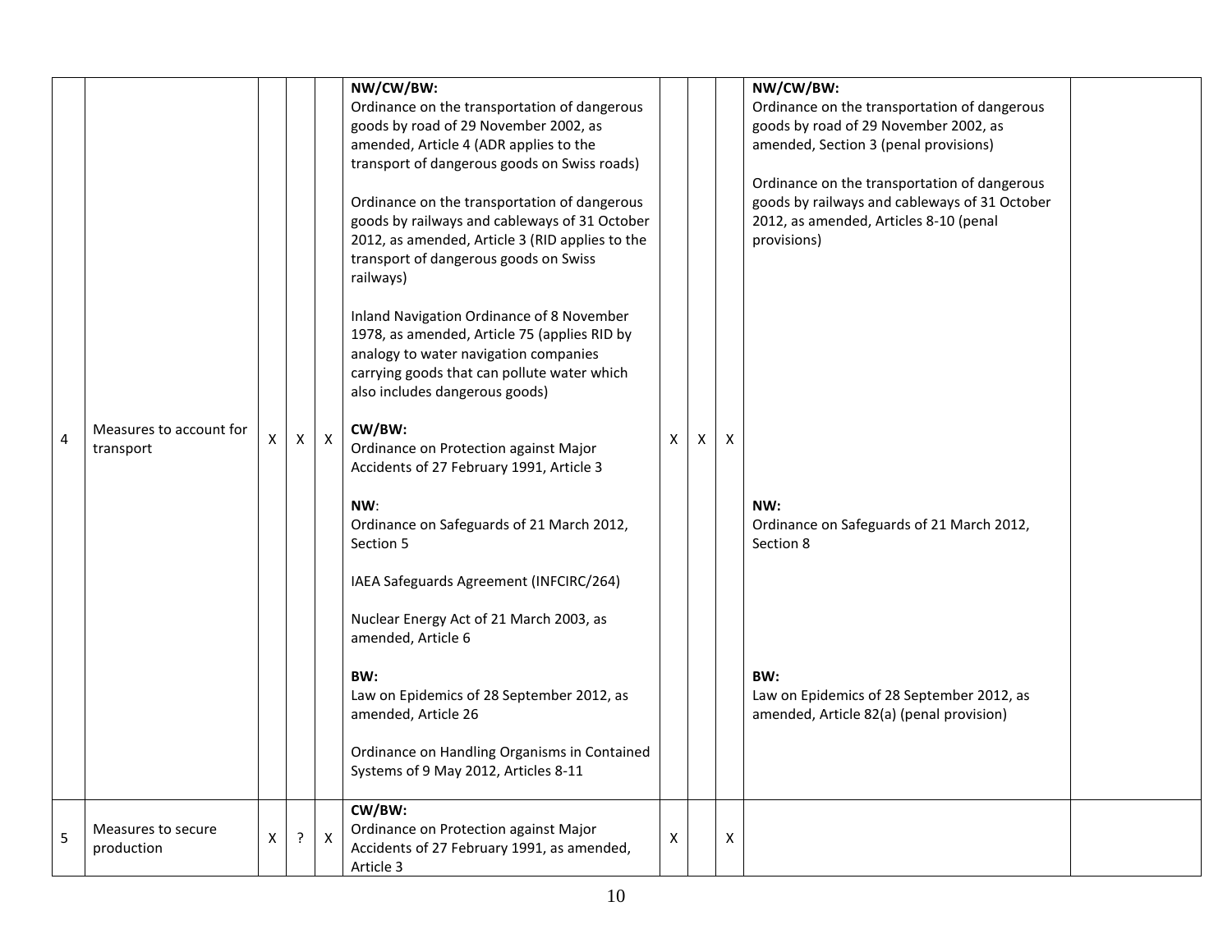| | | | | | | | | | | | |
|---|---|---|---|---|---|---|---|---|---|---|---|
| 4 | Measures to account for transport | X | X | X | **NW/CW/BW:**<br>Ordinance on the transportation of dangerous goods by road of 29 November 2002, as amended, Article 4 (ADR applies to the transport of dangerous goods on Swiss roads)<br><br>Ordinance on the transportation of dangerous goods by railways and cableways of 31 October 2012, as amended, Article 3 (RID applies to the transport of dangerous goods on Swiss railways)<br><br>Inland Navigation Ordinance of 8 November 1978, as amended, Article 75 (applies RID by analogy to water navigation companies carrying goods that can pollute water which also includes dangerous goods)<br><br>**CW/BW:**<br>Ordinance on Protection against Major Accidents of 27 February 1991, Article 3<br><br>**NW**:<br>Ordinance on Safeguards of 21 March 2012, Section 5<br><br>IAEA Safeguards Agreement (INFCIRC/264)<br><br>Nuclear Energy Act of 21 March 2003, as amended, Article 6<br><br>**BW:**<br>Law on Epidemics of 28 September 2012, as amended, Article 26<br><br>Ordinance on Handling Organisms in Contained Systems of 9 May 2012, Articles 8-11 | X | X | X | **NW/CW/BW:**<br>Ordinance on the transportation of dangerous goods by road of 29 November 2002, as amended, Section 3 (penal provisions)<br><br>Ordinance on the transportation of dangerous goods by railways and cableways of 31 October 2012, as amended, Articles 8-10 (penal provisions)<br><br>**NW:**<br>Ordinance on Safeguards of 21 March 2012, Section 8<br><br>**BW:**<br>Law on Epidemics of 28 September 2012, as amended, Article 82(a) (penal provision) | |
| 5 | Measures to secure production | X | ? | X | **CW/BW:**<br>Ordinance on Protection against Major Accidents of 27 February 1991, as amended, Article 3 | X | | X | | |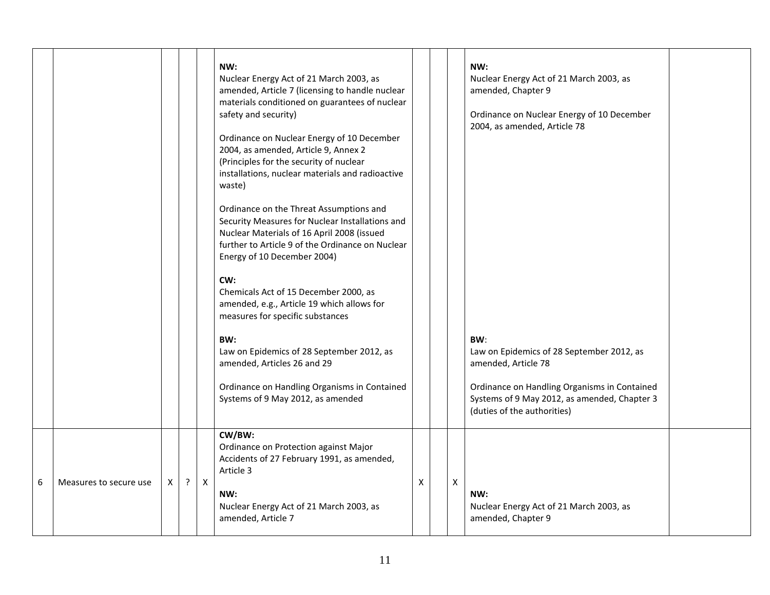| | | | | | | | | | | |
|---|---|---|---|---|---|---|---|---|---|---|
| | | | | | **NW:**<br>Nuclear Energy Act of 21 March 2003, as amended, Article 7 (licensing to handle nuclear materials conditioned on guarantees of nuclear safety and security)<br><br>Ordinance on Nuclear Energy of 10 December 2004, as amended, Article 9, Annex 2 (Principles for the security of nuclear installations, nuclear materials and radioactive waste)<br><br>Ordinance on the Threat Assumptions and Security Measures for Nuclear Installations and Nuclear Materials of 16 April 2008 (issued further to Article 9 of the Ordinance on Nuclear Energy of 10 December 2004)<br><br>**CW:**<br>Chemicals Act of 15 December 2000, as amended, e.g., Article 19 which allows for measures for specific substances<br><br>**BW:**<br>Law on Epidemics of 28 September 2012, as amended, Articles 26 and 29<br><br>Ordinance on Handling Organisms in Contained Systems of 9 May 2012, as amended | | | | **NW:**<br>Nuclear Energy Act of 21 March 2003, as amended, Chapter 9<br><br>Ordinance on Nuclear Energy of 10 December 2004, as amended, Article 78<br><br>**BW**:<br>Law on Epidemics of 28 September 2012, as amended, Article 78<br><br>Ordinance on Handling Organisms in Contained Systems of 9 May 2012, as amended, Chapter 3 (duties of the authorities) | |
| 6 | Measures to secure use | X | ? | X | **CW/BW:**<br>Ordinance on Protection against Major Accidents of 27 February 1991, as amended, Article 3<br><br>**NW:**<br>Nuclear Energy Act of 21 March 2003, as amended, Article 7 | X | | X | **NW:**<br>Nuclear Energy Act of 21 March 2003, as amended, Chapter 9 | |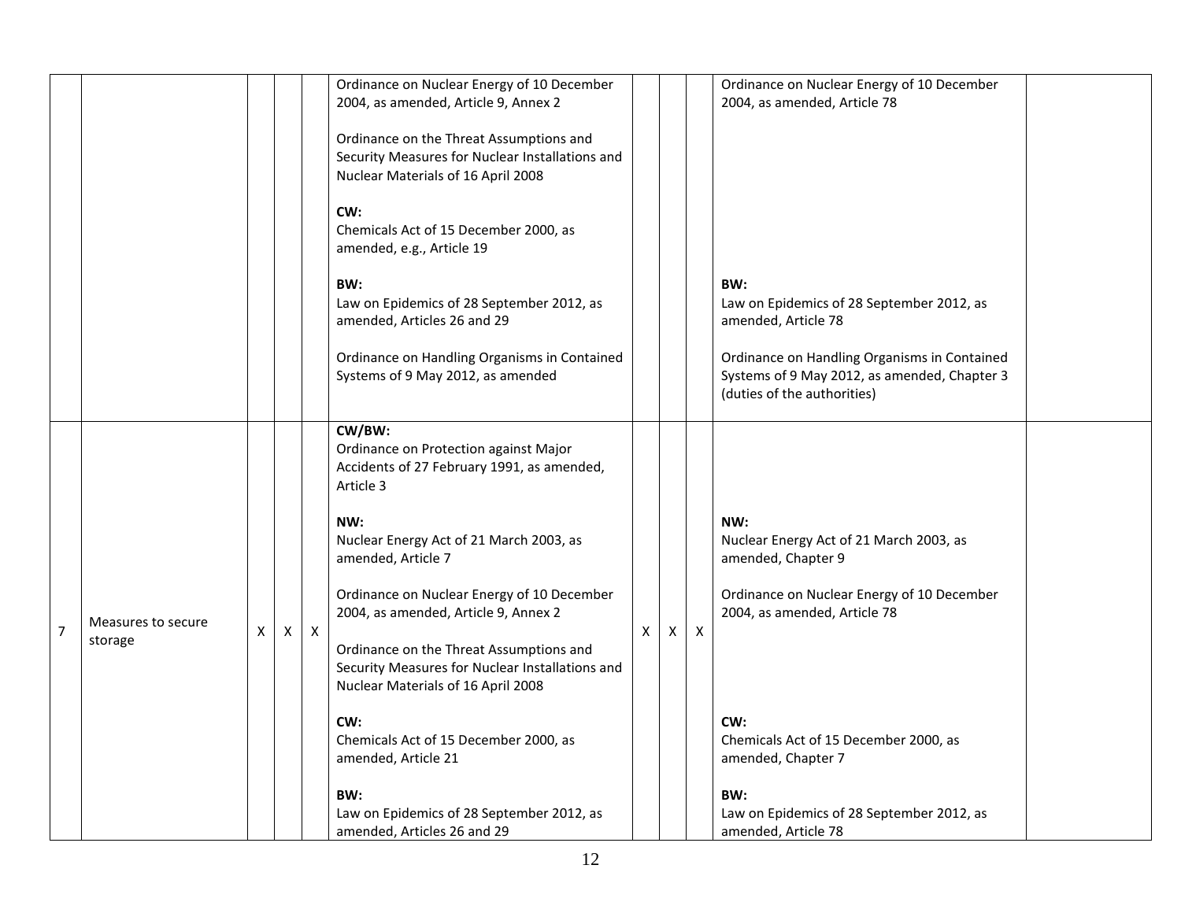| | | | | | | | | | | |
|---|---|---|---|---|---|---|---|---|---|---|
| | | | | | Ordinance on Nuclear Energy of 10 December 2004, as amended, Article 9, Annex 2<br><br>Ordinance on the Threat Assumptions and Security Measures for Nuclear Installations and Nuclear Materials of 16 April 2008<br><br>**CW:**<br>Chemicals Act of 15 December 2000, as amended, e.g., Article 19<br><br>**BW:**<br>Law on Epidemics of 28 September 2012, as amended, Articles 26 and 29<br><br>Ordinance on Handling Organisms in Contained Systems of 9 May 2012, as amended | | | | Ordinance on Nuclear Energy of 10 December 2004, as amended, Article 78<br><br>**BW:**<br>Law on Epidemics of 28 September 2012, as amended, Article 78<br><br>Ordinance on Handling Organisms in Contained Systems of 9 May 2012, as amended, Chapter 3 (duties of the authorities) | |
| 7 | Measures to secure storage | X | X | X | **CW/BW:**<br>Ordinance on Protection against Major Accidents of 27 February 1991, as amended, Article 3<br><br>**NW:**<br>Nuclear Energy Act of 21 March 2003, as amended, Article 7<br><br>Ordinance on Nuclear Energy of 10 December 2004, as amended, Article 9, Annex 2<br><br>Ordinance on the Threat Assumptions and Security Measures for Nuclear Installations and Nuclear Materials of 16 April 2008<br><br>**CW:**<br>Chemicals Act of 15 December 2000, as amended, Article 21<br><br>**BW:**<br>Law on Epidemics of 28 September 2012, as amended, Articles 26 and 29 | X | X | X | **NW:**<br>Nuclear Energy Act of 21 March 2003, as amended, Chapter 9<br><br>Ordinance on Nuclear Energy of 10 December 2004, as amended, Article 78<br><br>**CW:**<br>Chemicals Act of 15 December 2000, as amended, Chapter 7<br><br>**BW:**<br>Law on Epidemics of 28 September 2012, as amended, Article 78 | |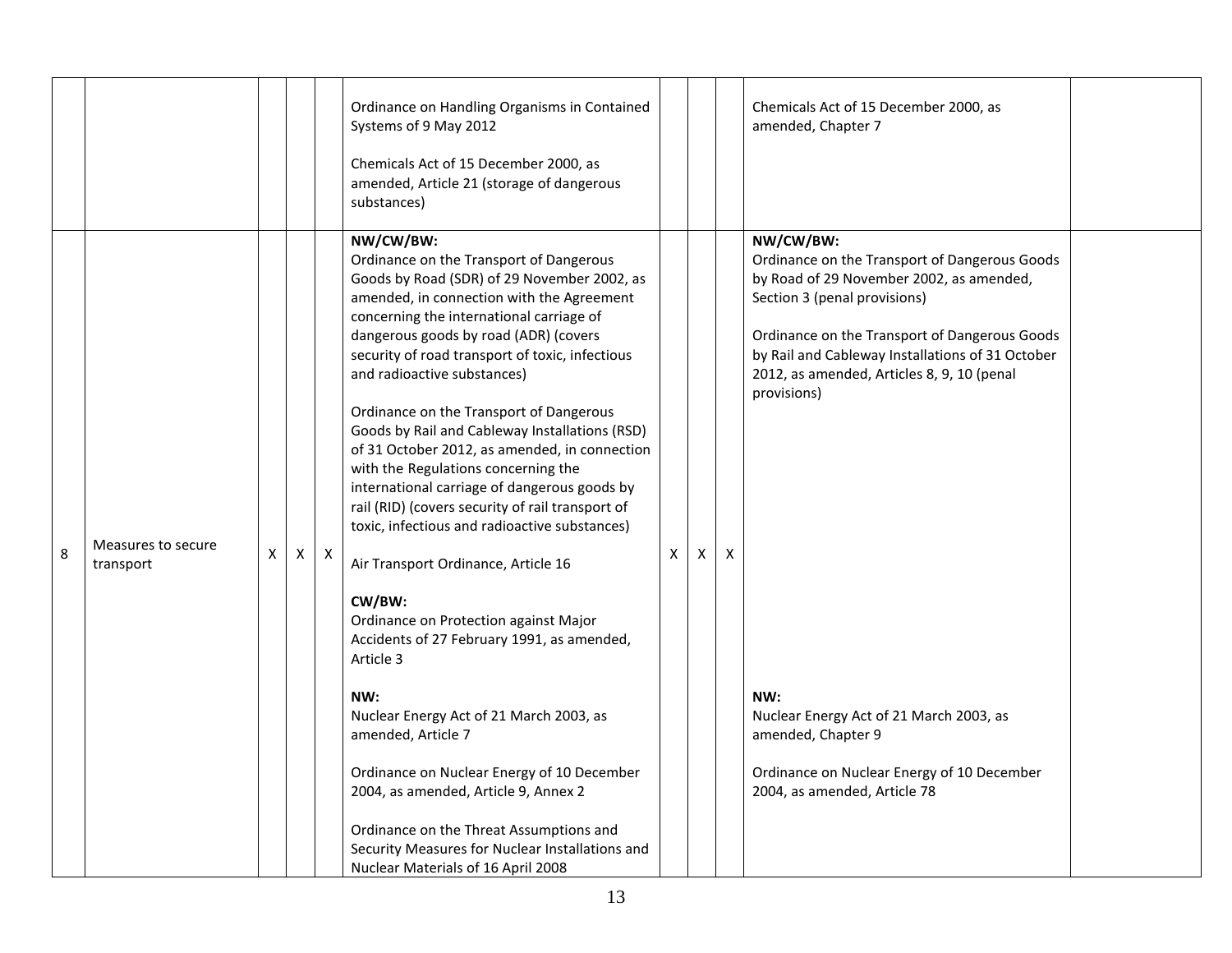| | | | | | | | | | | |
|---|---|---|---|---|---|---|---|---|---|---|
| | | | | | Ordinance on Handling Organisms in Contained Systems of 9 May 2012<br><br>Chemicals Act of 15 December 2000, as amended, Article 21 (storage of dangerous substances) | | | | Chemicals Act of 15 December 2000, as amended, Chapter 7 | |
| 8 | Measures to secure transport | X | X | X | **NW/CW/BW:**<br>Ordinance on the Transport of Dangerous Goods by Road (SDR) of 29 November 2002, as amended, in connection with the Agreement concerning the international carriage of dangerous goods by road (ADR) (covers security of road transport of toxic, infectious and radioactive substances)<br><br>Ordinance on the Transport of Dangerous Goods by Rail and Cableway Installations (RSD) of 31 October 2012, as amended, in connection with the Regulations concerning the international carriage of dangerous goods by rail (RID) (covers security of rail transport of toxic, infectious and radioactive substances)<br><br>Air Transport Ordinance, Article 16<br><br>**CW/BW:**<br>Ordinance on Protection against Major Accidents of 27 February 1991, as amended, Article 3<br><br>**NW:**<br>Nuclear Energy Act of 21 March 2003, as amended, Article 7<br><br>Ordinance on Nuclear Energy of 10 December 2004, as amended, Article 9, Annex 2<br><br>Ordinance on the Threat Assumptions and Security Measures for Nuclear Installations and Nuclear Materials of 16 April 2008 | X | X | X | **NW/CW/BW:**<br>Ordinance on the Transport of Dangerous Goods by Road of 29 November 2002, as amended, Section 3 (penal provisions)<br><br>Ordinance on the Transport of Dangerous Goods by Rail and Cableway Installations of 31 October 2012, as amended, Articles 8, 9, 10 (penal provisions)<br><br>**NW:**<br>Nuclear Energy Act of 21 March 2003, as amended, Chapter 9<br><br>Ordinance on Nuclear Energy of 10 December 2004, as amended, Article 78 | |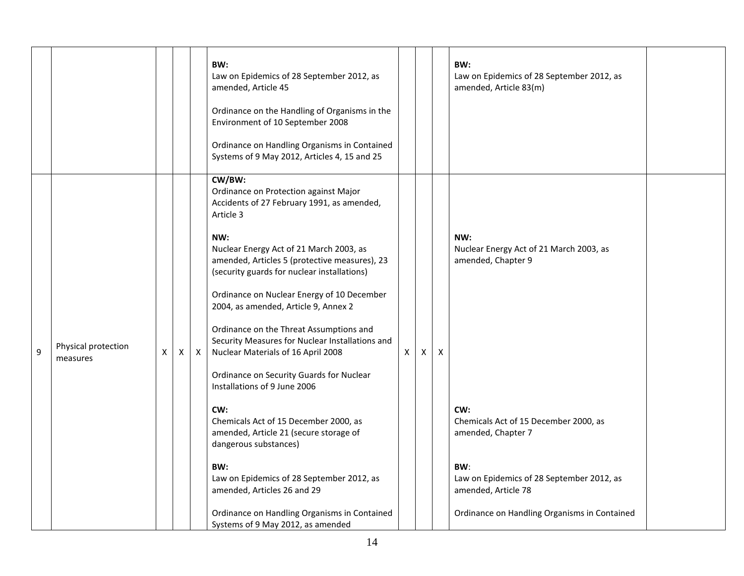| | | | | | | | | | | |
|---|---|---|---|---|---|---|---|---|---|---|
| | | | | | **BW:**<br>Law on Epidemics of 28 September 2012, as amended, Article 45<br><br>Ordinance on the Handling of Organisms in the Environment of 10 September 2008<br><br>Ordinance on Handling Organisms in Contained Systems of 9 May 2012, Articles 4, 15 and 25 | | | | **BW:**<br>Law on Epidemics of 28 September 2012, as amended, Article 83(m) | |
| 9 | Physical protection measures | X | X | X | **CW/BW:**<br>Ordinance on Protection against Major Accidents of 27 February 1991, as amended, Article 3<br><br>**NW:**<br>Nuclear Energy Act of 21 March 2003, as amended, Articles 5 (protective measures), 23 (security guards for nuclear installations)<br><br>Ordinance on Nuclear Energy of 10 December 2004, as amended, Article 9, Annex 2<br><br>Ordinance on the Threat Assumptions and Security Measures for Nuclear Installations and Nuclear Materials of 16 April 2008<br><br>Ordinance on Security Guards for Nuclear Installations of 9 June 2006<br><br>**CW:**<br>Chemicals Act of 15 December 2000, as amended, Article 21 (secure storage of dangerous substances)<br><br>**BW:**<br>Law on Epidemics of 28 September 2012, as amended, Articles 26 and 29<br><br>Ordinance on Handling Organisms in Contained Systems of 9 May 2012, as amended | X | X | X | **NW:**<br>Nuclear Energy Act of 21 March 2003, as amended, Chapter 9<br><br>**CW:**<br>Chemicals Act of 15 December 2000, as amended, Chapter 7<br><br>**BW**:<br>Law on Epidemics of 28 September 2012, as amended, Article 78<br><br>Ordinance on Handling Organisms in Contained | |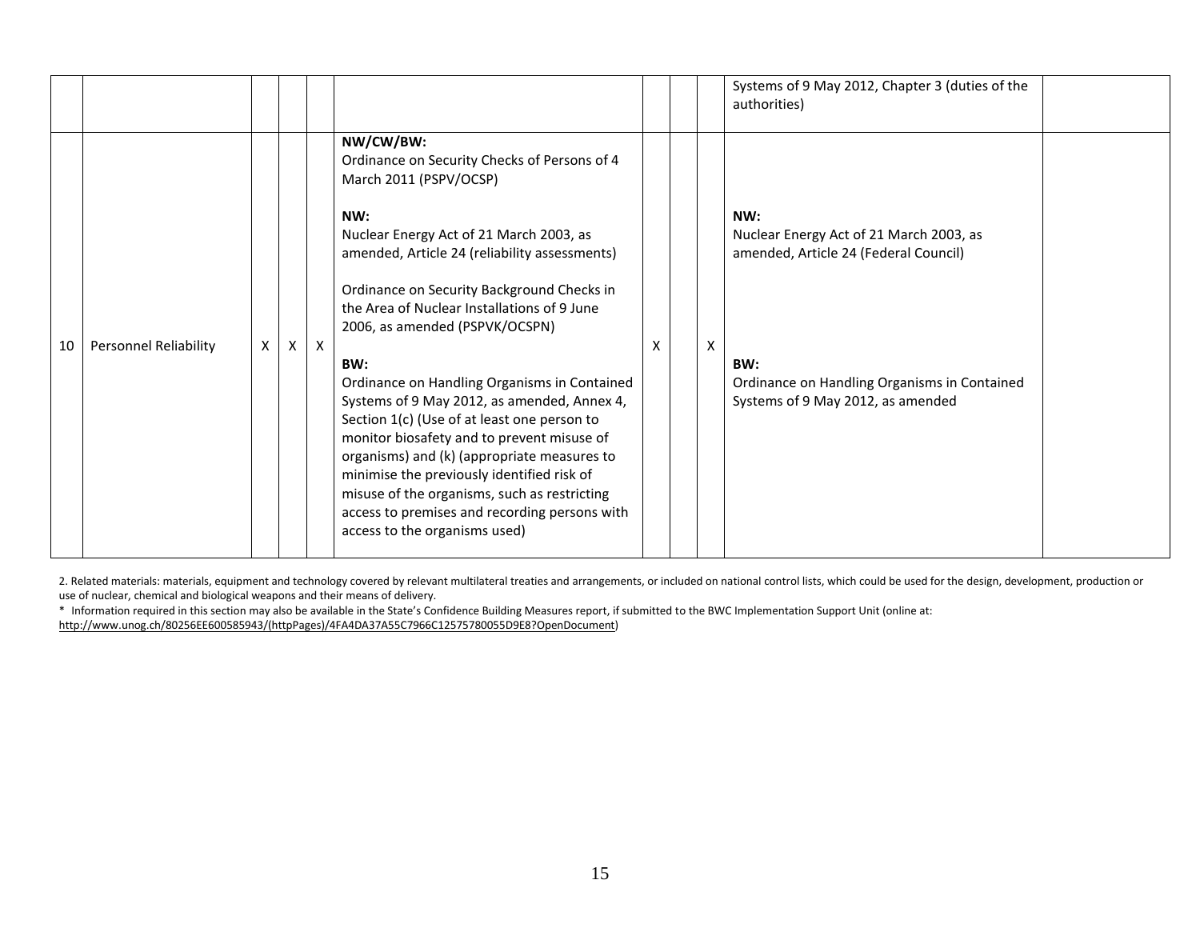| | | | | | | | | | | |
|---|---|---|---|---|---|---|---|---|---|---|
| | | | | | | | | | Systems of 9 May 2012, Chapter 3 (duties of the authorities) | |
| 10 | Personnel Reliability | X | X | X | **NW/CW/BW:**<br>Ordinance on Security Checks of Persons of 4 March 2011 (PSPV/OCSP)<br><br>**NW:**<br>Nuclear Energy Act of 21 March 2003, as amended, Article 24 (reliability assessments)<br><br>Ordinance on Security Background Checks in the Area of Nuclear Installations of 9 June 2006, as amended (PSPVK/OCSPN)<br><br>**BW:**<br>Ordinance on Handling Organisms in Contained Systems of 9 May 2012, as amended, Annex 4, Section 1(c) (Use of at least one person to monitor biosafety and to prevent misuse of organisms) and (k) (appropriate measures to minimise the previously identified risk of misuse of the organisms, such as restricting access to premises and recording persons with access to the organisms used) | X | | X | **NW:**<br>Nuclear Energy Act of 21 March 2003, as amended, Article 24 (Federal Council)<br><br>**BW:**<br>Ordinance on Handling Organisms in Contained Systems of 9 May 2012, as amended | |

2. Related materials: materials, equipment and technology covered by relevant multilateral treaties and arrangements, or included on national control lists, which could be used for the design, development, production or use of nuclear, chemical and biological weapons and their means of delivery.

* Information required in this section may also be available in the State's Confidence Building Measures report, if submitted to the BWC Implementation Support Unit (online at: http://www.unog.ch/80256EE600585943/(httpPages)/4FA4DA37A55C7966C12575780055D9E8?OpenDocument)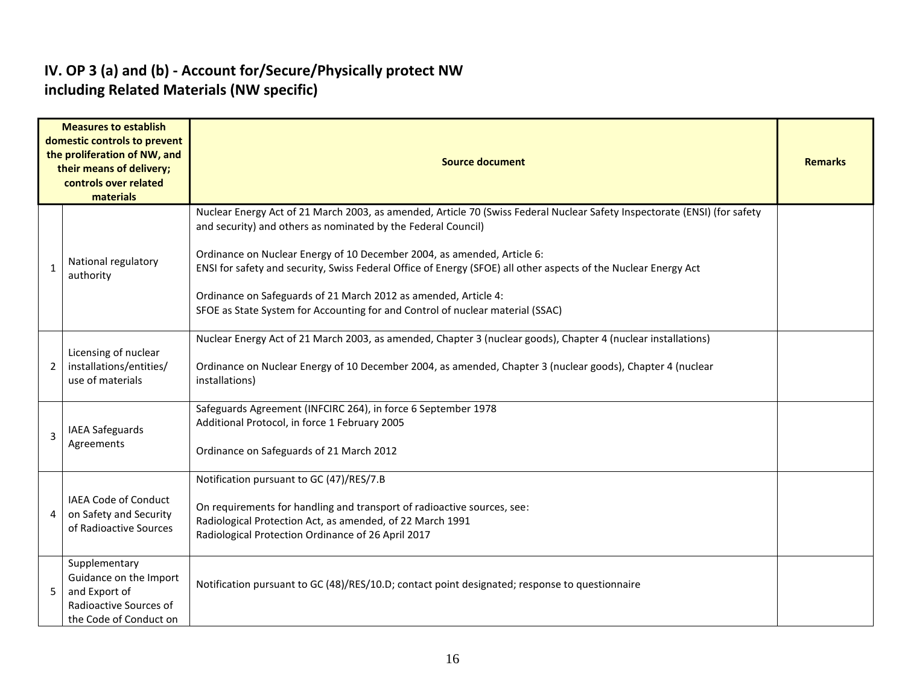## IV. OP 3 (a) and (b) - Account for/Secure/Physically protect NW including Related Materials (NW specific)

| | Measures to establish domestic controls to prevent the proliferation of NW, and their means of delivery; controls over related materials | Source document | Remarks |
|---|---|---|---|
| 1 | National regulatory authority | Nuclear Energy Act of 21 March 2003, as amended, Article 70 (Swiss Federal Nuclear Safety Inspectorate (ENSI) (for safety and security) and others as nominated by the Federal Council)<br><br>Ordinance on Nuclear Energy of 10 December 2004, as amended, Article 6:<br>ENSI for safety and security, Swiss Federal Office of Energy (SFOE) all other aspects of the Nuclear Energy Act<br><br>Ordinance on Safeguards of 21 March 2012 as amended, Article 4:<br>SFOE as State System for Accounting for and Control of nuclear material (SSAC) | |
| 2 | Licensing of nuclear installations/entities/ use of materials | Nuclear Energy Act of 21 March 2003, as amended, Chapter 3 (nuclear goods), Chapter 4 (nuclear installations)<br><br>Ordinance on Nuclear Energy of 10 December 2004, as amended, Chapter 3 (nuclear goods), Chapter 4 (nuclear installations) | |
| 3 | IAEA Safeguards Agreements | Safeguards Agreement (INFCIRC 264), in force 6 September 1978<br>Additional Protocol, in force 1 February 2005<br><br>Ordinance on Safeguards of 21 March 2012 | |
| 4 | IAEA Code of Conduct on Safety and Security of Radioactive Sources | Notification pursuant to GC (47)/RES/7.B<br><br>On requirements for handling and transport of radioactive sources, see:<br>Radiological Protection Act, as amended, of 22 March 1991<br>Radiological Protection Ordinance of 26 April 2017 | |
| 5 | Supplementary Guidance on the Import and Export of Radioactive Sources of the Code of Conduct on | Notification pursuant to GC (48)/RES/10.D; contact point designated; response to questionnaire | |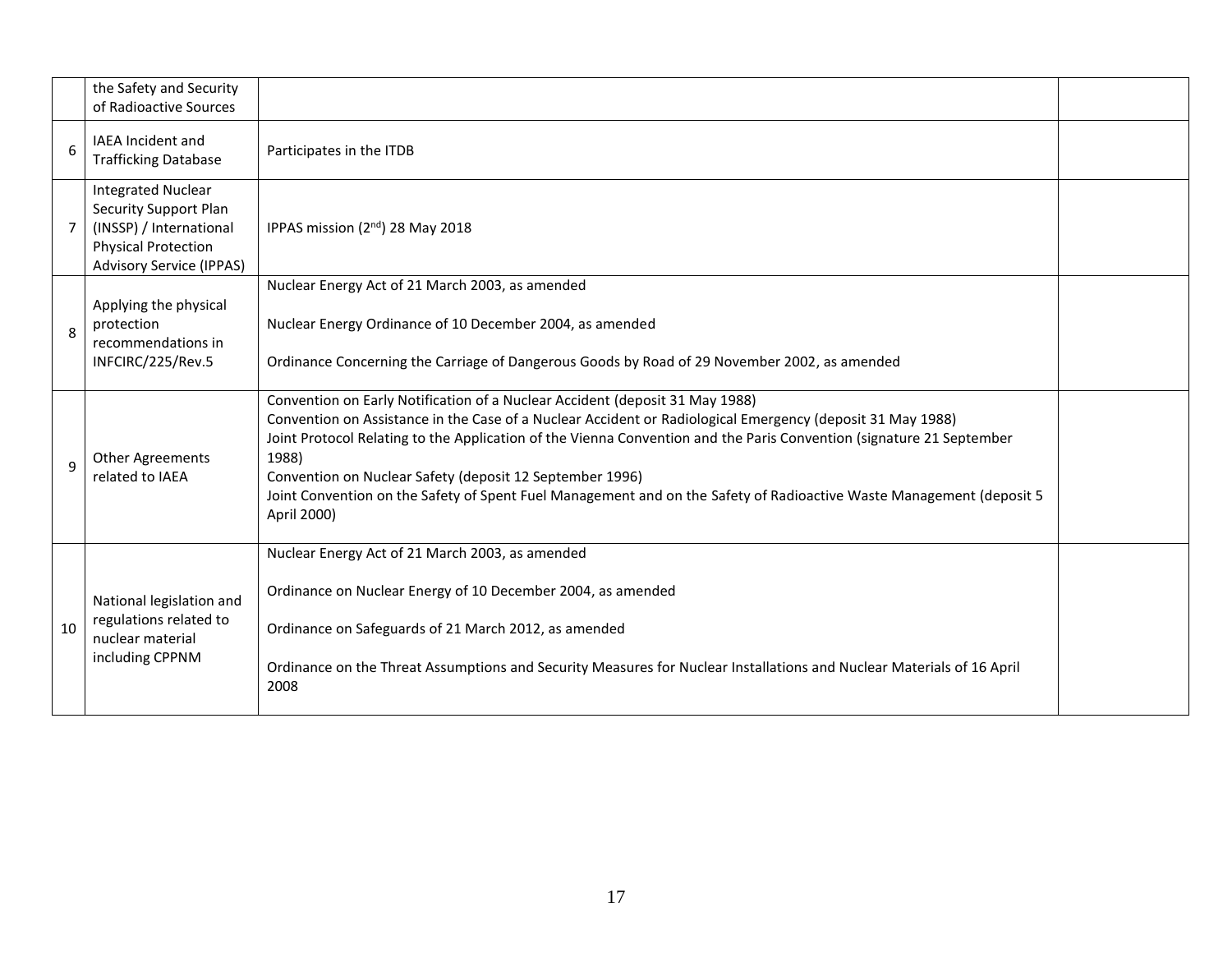| | | | |
|---|---|---|---|
| | the Safety and Security of Radioactive Sources | | |
| 6 | IAEA Incident and Trafficking Database | Participates in the ITDB | |
| 7 | Integrated Nuclear Security Support Plan (INSSP) / International Physical Protection Advisory Service (IPPAS) | IPPAS mission (2nd) 28 May 2018 | |
| 8 | Applying the physical protection recommendations in INFCIRC/225/Rev.5 | Nuclear Energy Act of 21 March 2003, as amended<br><br>Nuclear Energy Ordinance of 10 December 2004, as amended<br><br>Ordinance Concerning the Carriage of Dangerous Goods by Road of 29 November 2002, as amended | |
| 9 | Other Agreements related to IAEA | Convention on Early Notification of a Nuclear Accident (deposit 31 May 1988)<br>Convention on Assistance in the Case of a Nuclear Accident or Radiological Emergency (deposit 31 May 1988)<br>Joint Protocol Relating to the Application of the Vienna Convention and the Paris Convention (signature 21 September 1988)<br>Convention on Nuclear Safety (deposit 12 September 1996)<br>Joint Convention on the Safety of Spent Fuel Management and on the Safety of Radioactive Waste Management (deposit 5 April 2000) | |
| 10 | National legislation and regulations related to nuclear material including CPPNM | Nuclear Energy Act of 21 March 2003, as amended<br><br>Ordinance on Nuclear Energy of 10 December 2004, as amended<br><br>Ordinance on Safeguards of 21 March 2012, as amended<br><br>Ordinance on the Threat Assumptions and Security Measures for Nuclear Installations and Nuclear Materials of 16 April 2008 | |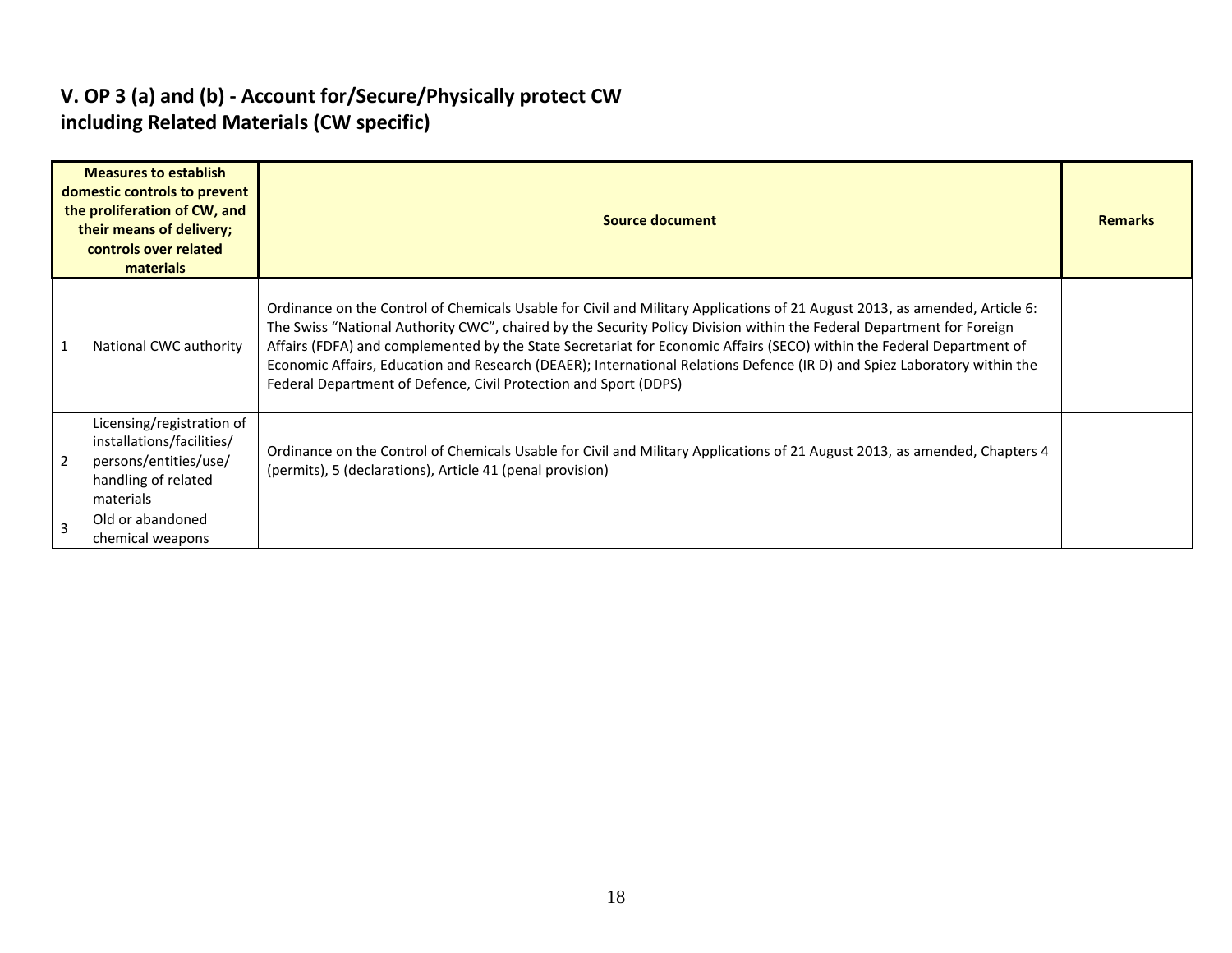## V. OP 3 (a) and (b) - Account for/Secure/Physically protect CW including Related Materials (CW specific)

| | Measures to establish domestic controls to prevent the proliferation of CW, and their means of delivery; controls over related materials | Source document | Remarks |
|---|---|---|---|
| 1 | National CWC authority | Ordinance on the Control of Chemicals Usable for Civil and Military Applications of 21 August 2013, as amended, Article 6: The Swiss "National Authority CWC", chaired by the Security Policy Division within the Federal Department for Foreign Affairs (FDFA) and complemented by the State Secretariat for Economic Affairs (SECO) within the Federal Department of Economic Affairs, Education and Research (DEAER); International Relations Defence (IR D) and Spiez Laboratory within the Federal Department of Defence, Civil Protection and Sport (DDPS) | |
| 2 | Licensing/registration of installations/facilities/ persons/entities/use/ handling of related materials | Ordinance on the Control of Chemicals Usable for Civil and Military Applications of 21 August 2013, as amended, Chapters 4 (permits), 5 (declarations), Article 41 (penal provision) | |
| 3 | Old or abandoned chemical weapons | | |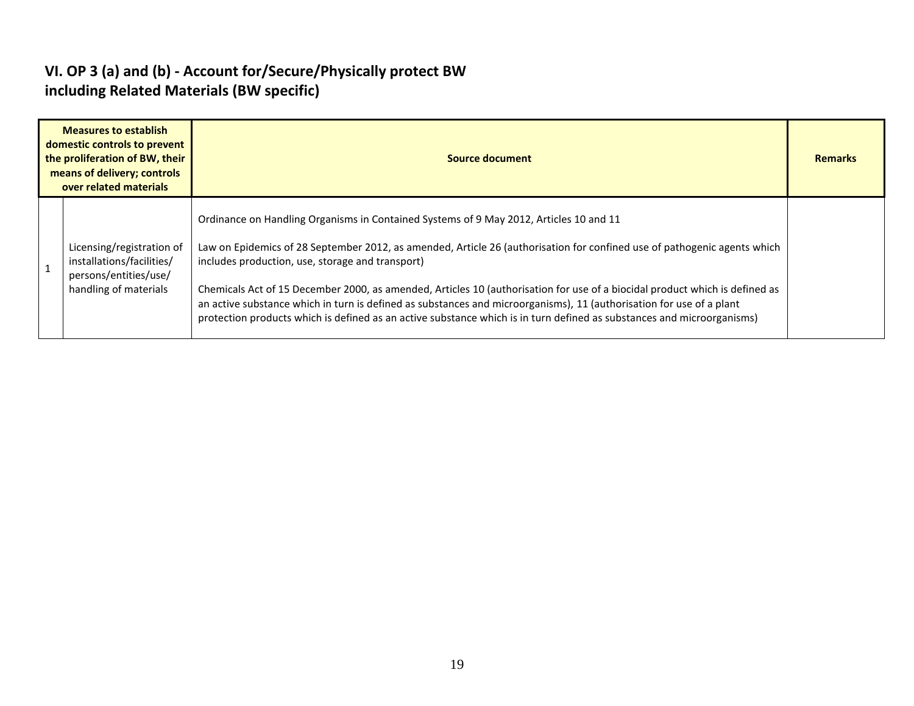## VI. OP 3 (a) and (b) - Account for/Secure/Physically protect BW including Related Materials (BW specific)

| | Measures to establish domestic controls to prevent the proliferation of BW, their means of delivery; controls over related materials | Source document | Remarks |
|---|---|---|---|
| 1 | Licensing/registration of installations/facilities/ persons/entities/use/ handling of materials | Ordinance on Handling Organisms in Contained Systems of 9 May 2012, Articles 10 and 11<br><br>Law on Epidemics of 28 September 2012, as amended, Article 26 (authorisation for confined use of pathogenic agents which includes production, use, storage and transport)<br><br>Chemicals Act of 15 December 2000, as amended, Articles 10 (authorisation for use of a biocidal product which is defined as an active substance which in turn is defined as substances and microorganisms), 11 (authorisation for use of a plant protection products which is defined as an active substance which is in turn defined as substances and microorganisms) | |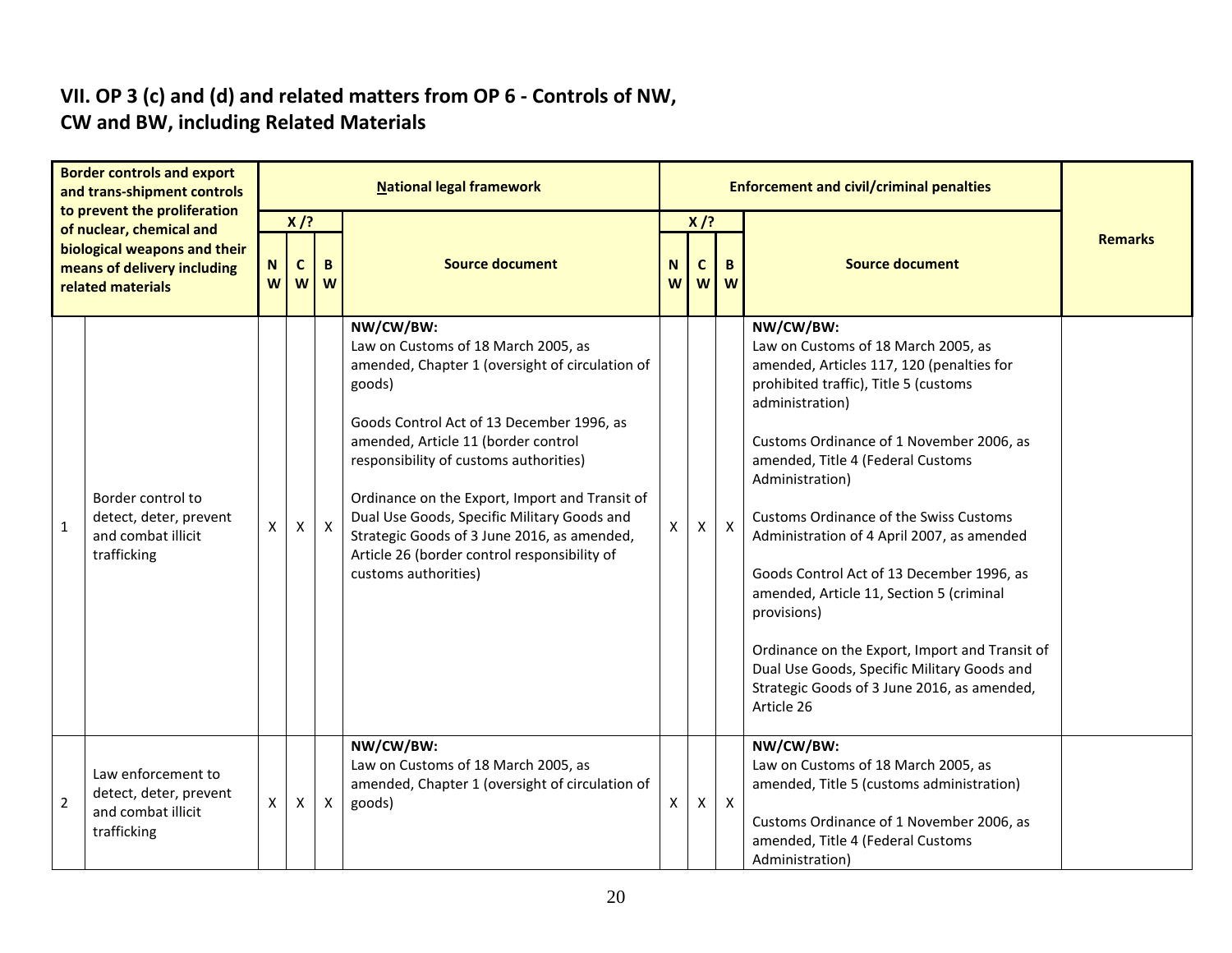## VII. OP 3 (c) and (d) and related matters from OP 6 - Controls of NW, CW and BW, including Related Materials

| | Border controls and export and trans-shipment controls to prevent the proliferation of nuclear, chemical and biological weapons and their means of delivery including related materials | National legal framework | | | | Enforcement and civil/criminal penalties | | | | Remarks |
|---|---|---|---|---|---|---|---|---|---|---|
| | | X /? | | | Source document | X /? | | | Source document | |
| | | NW | CW | BW | | NW | CW | BW | | |
| 1 | Border control to detect, deter, prevent and combat illicit trafficking | X | X | X | **NW/CW/BW:**<br>Law on Customs of 18 March 2005, as amended, Chapter 1 (oversight of circulation of goods)<br><br>Goods Control Act of 13 December 1996, as amended, Article 11 (border control responsibility of customs authorities)<br><br>Ordinance on the Export, Import and Transit of Dual Use Goods, Specific Military Goods and Strategic Goods of 3 June 2016, as amended, Article 26 (border control responsibility of customs authorities) | X | X | X | **NW/CW/BW:**<br>Law on Customs of 18 March 2005, as amended, Articles 117, 120 (penalties for prohibited traffic), Title 5 (customs administration)<br><br>Customs Ordinance of 1 November 2006, as amended, Title 4 (Federal Customs Administration)<br><br>Customs Ordinance of the Swiss Customs Administration of 4 April 2007, as amended<br><br>Goods Control Act of 13 December 1996, as amended, Article 11, Section 5 (criminal provisions)<br><br>Ordinance on the Export, Import and Transit of Dual Use Goods, Specific Military Goods and Strategic Goods of 3 June 2016, as amended, Article 26 | |
| 2 | Law enforcement to detect, deter, prevent and combat illicit trafficking | X | X | X | **NW/CW/BW:**<br>Law on Customs of 18 March 2005, as amended, Chapter 1 (oversight of circulation of goods) | X | X | X | **NW/CW/BW:**<br>Law on Customs of 18 March 2005, as amended, Title 5 (customs administration)<br><br>Customs Ordinance of 1 November 2006, as amended, Title 4 (Federal Customs Administration) | |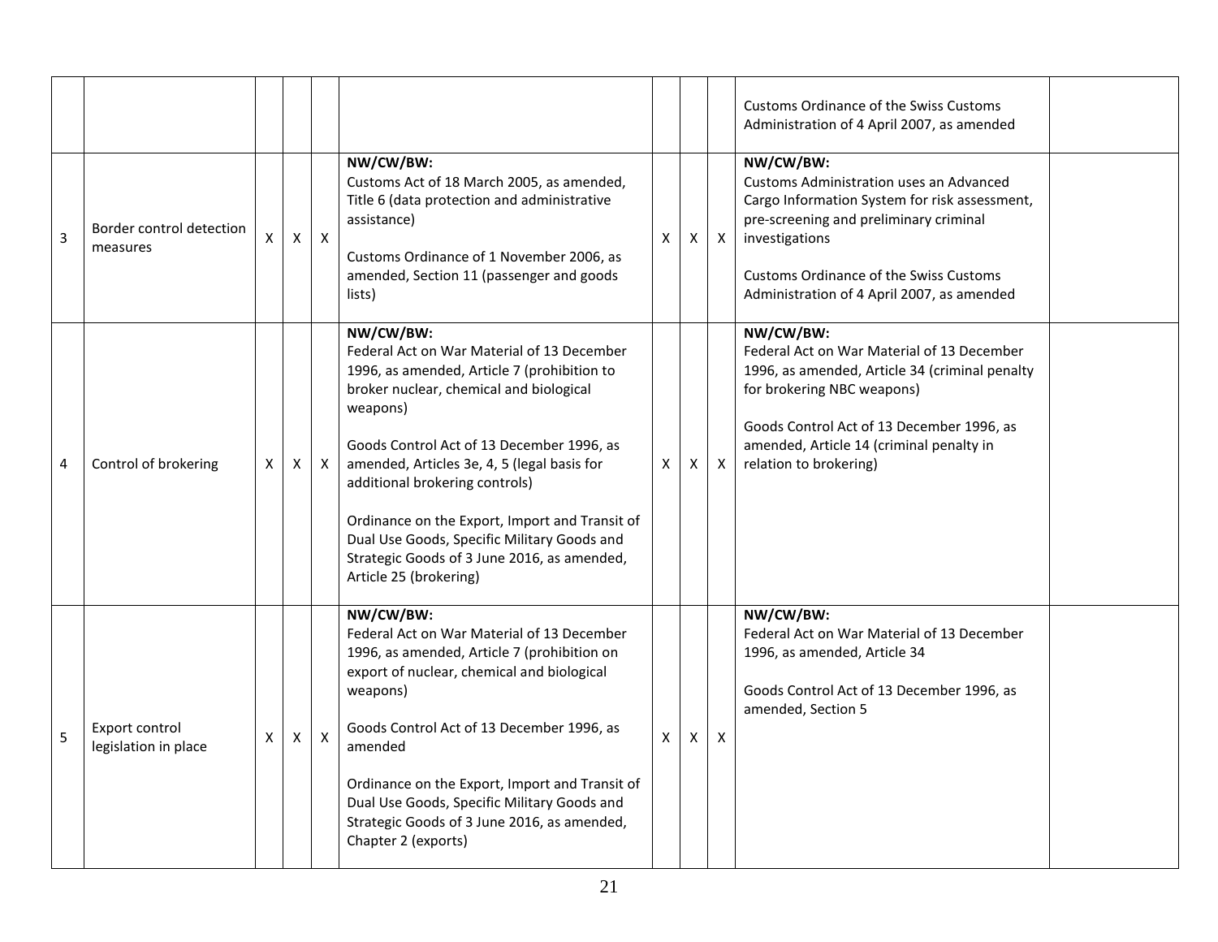| | | | | | | | | | | |
|---|---|---|---|---|---|---|---|---|---|---|
| | | | | | | | | | Customs Ordinance of the Swiss Customs Administration of 4 April 2007, as amended | |
| 3 | Border control detection measures | X | X | X | **NW/CW/BW:**<br>Customs Act of 18 March 2005, as amended, Title 6 (data protection and administrative assistance)<br><br>Customs Ordinance of 1 November 2006, as amended, Section 11 (passenger and goods lists) | X | X | X | **NW/CW/BW:**<br>Customs Administration uses an Advanced Cargo Information System for risk assessment, pre-screening and preliminary criminal investigations<br><br>Customs Ordinance of the Swiss Customs Administration of 4 April 2007, as amended | |
| 4 | Control of brokering | X | X | X | **NW/CW/BW:**<br>Federal Act on War Material of 13 December 1996, as amended, Article 7 (prohibition to broker nuclear, chemical and biological weapons)<br><br>Goods Control Act of 13 December 1996, as amended, Articles 3e, 4, 5 (legal basis for additional brokering controls)<br><br>Ordinance on the Export, Import and Transit of Dual Use Goods, Specific Military Goods and Strategic Goods of 3 June 2016, as amended, Article 25 (brokering) | X | X | X | **NW/CW/BW:**<br>Federal Act on War Material of 13 December 1996, as amended, Article 34 (criminal penalty for brokering NBC weapons)<br><br>Goods Control Act of 13 December 1996, as amended, Article 14 (criminal penalty in relation to brokering) | |
| 5 | Export control legislation in place | X | X | X | **NW/CW/BW:**<br>Federal Act on War Material of 13 December 1996, as amended, Article 7 (prohibition on export of nuclear, chemical and biological weapons)<br><br>Goods Control Act of 13 December 1996, as amended<br><br>Ordinance on the Export, Import and Transit of Dual Use Goods, Specific Military Goods and Strategic Goods of 3 June 2016, as amended, Chapter 2 (exports) | X | X | X | **NW/CW/BW:**<br>Federal Act on War Material of 13 December 1996, as amended, Article 34<br><br>Goods Control Act of 13 December 1996, as amended, Section 5 | |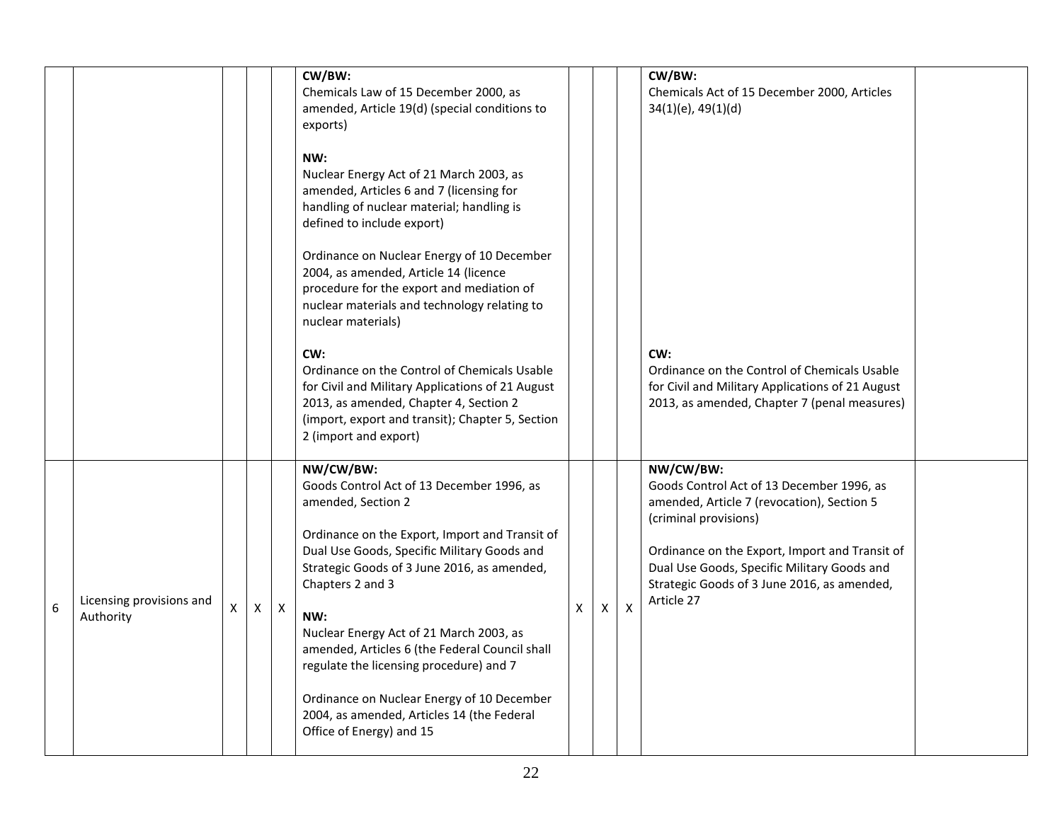| | | | | | | | | | | |
|---|---|---|---|---|---|---|---|---|---|---|
| | | | | | **CW/BW:**<br>Chemicals Law of 15 December 2000, as amended, Article 19(d) (special conditions to exports)<br><br>**NW:**<br>Nuclear Energy Act of 21 March 2003, as amended, Articles 6 and 7 (licensing for handling of nuclear material; handling is defined to include export)<br><br>Ordinance on Nuclear Energy of 10 December 2004, as amended, Article 14 (licence procedure for the export and mediation of nuclear materials and technology relating to nuclear materials)<br><br>**CW:**<br>Ordinance on the Control of Chemicals Usable for Civil and Military Applications of 21 August 2013, as amended, Chapter 4, Section 2 (import, export and transit); Chapter 5, Section 2 (import and export) | | | | **CW/BW:**<br>Chemicals Act of 15 December 2000, Articles 34(1)(e), 49(1)(d)<br><br>**CW:**<br>Ordinance on the Control of Chemicals Usable for Civil and Military Applications of 21 August 2013, as amended, Chapter 7 (penal measures) | |
| 6 | Licensing provisions and Authority | X | X | X | **NW/CW/BW:**<br>Goods Control Act of 13 December 1996, as amended, Section 2<br><br>Ordinance on the Export, Import and Transit of Dual Use Goods, Specific Military Goods and Strategic Goods of 3 June 2016, as amended, Chapters 2 and 3<br><br>**NW:**<br>Nuclear Energy Act of 21 March 2003, as amended, Articles 6 (the Federal Council shall regulate the licensing procedure) and 7<br><br>Ordinance on Nuclear Energy of 10 December 2004, as amended, Articles 14 (the Federal Office of Energy) and 15 | X | X | X | **NW/CW/BW:**<br>Goods Control Act of 13 December 1996, as amended, Article 7 (revocation), Section 5 (criminal provisions)<br><br>Ordinance on the Export, Import and Transit of Dual Use Goods, Specific Military Goods and Strategic Goods of 3 June 2016, as amended, Article 27 | |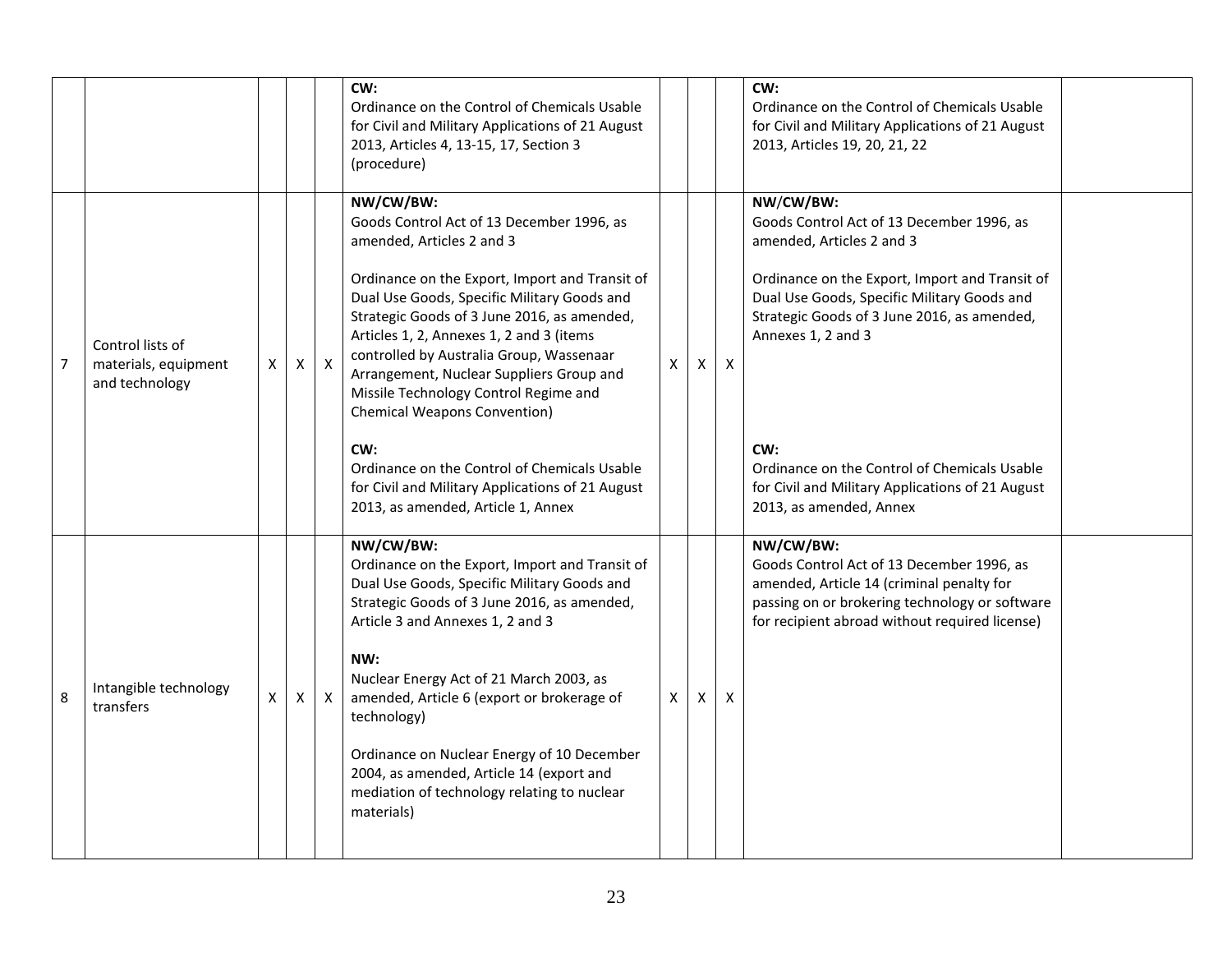| | | | | | | | | | | |
|---|---|---|---|---|---|---|---|---|---|---|
| | | | | | **CW:**<br>Ordinance on the Control of Chemicals Usable for Civil and Military Applications of 21 August 2013, Articles 4, 13-15, 17, Section 3 (procedure) | | | | **CW:**<br>Ordinance on the Control of Chemicals Usable for Civil and Military Applications of 21 August 2013, Articles 19, 20, 21, 22 | |
| 7 | Control lists of materials, equipment and technology | X | X | X | **NW/CW/BW:**<br>Goods Control Act of 13 December 1996, as amended, Articles 2 and 3<br><br>Ordinance on the Export, Import and Transit of Dual Use Goods, Specific Military Goods and Strategic Goods of 3 June 2016, as amended, Articles 1, 2, Annexes 1, 2 and 3 (items controlled by Australia Group, Wassenaar Arrangement, Nuclear Suppliers Group and Missile Technology Control Regime and Chemical Weapons Convention)<br><br>**CW:**<br>Ordinance on the Control of Chemicals Usable for Civil and Military Applications of 21 August 2013, as amended, Article 1, Annex | X | X | X | **NW/CW/BW:**<br>Goods Control Act of 13 December 1996, as amended, Articles 2 and 3<br><br>Ordinance on the Export, Import and Transit of Dual Use Goods, Specific Military Goods and Strategic Goods of 3 June 2016, as amended, Annexes 1, 2 and 3<br><br>**CW:**<br>Ordinance on the Control of Chemicals Usable for Civil and Military Applications of 21 August 2013, as amended, Annex | |
| 8 | Intangible technology transfers | X | X | X | **NW/CW/BW:**<br>Ordinance on the Export, Import and Transit of Dual Use Goods, Specific Military Goods and Strategic Goods of 3 June 2016, as amended, Article 3 and Annexes 1, 2 and 3<br><br>**NW:**<br>Nuclear Energy Act of 21 March 2003, as amended, Article 6 (export or brokerage of technology)<br><br>Ordinance on Nuclear Energy of 10 December 2004, as amended, Article 14 (export and mediation of technology relating to nuclear materials) | X | X | X | **NW/CW/BW:**<br>Goods Control Act of 13 December 1996, as amended, Article 14 (criminal penalty for passing on or brokering technology or software for recipient abroad without required license) | |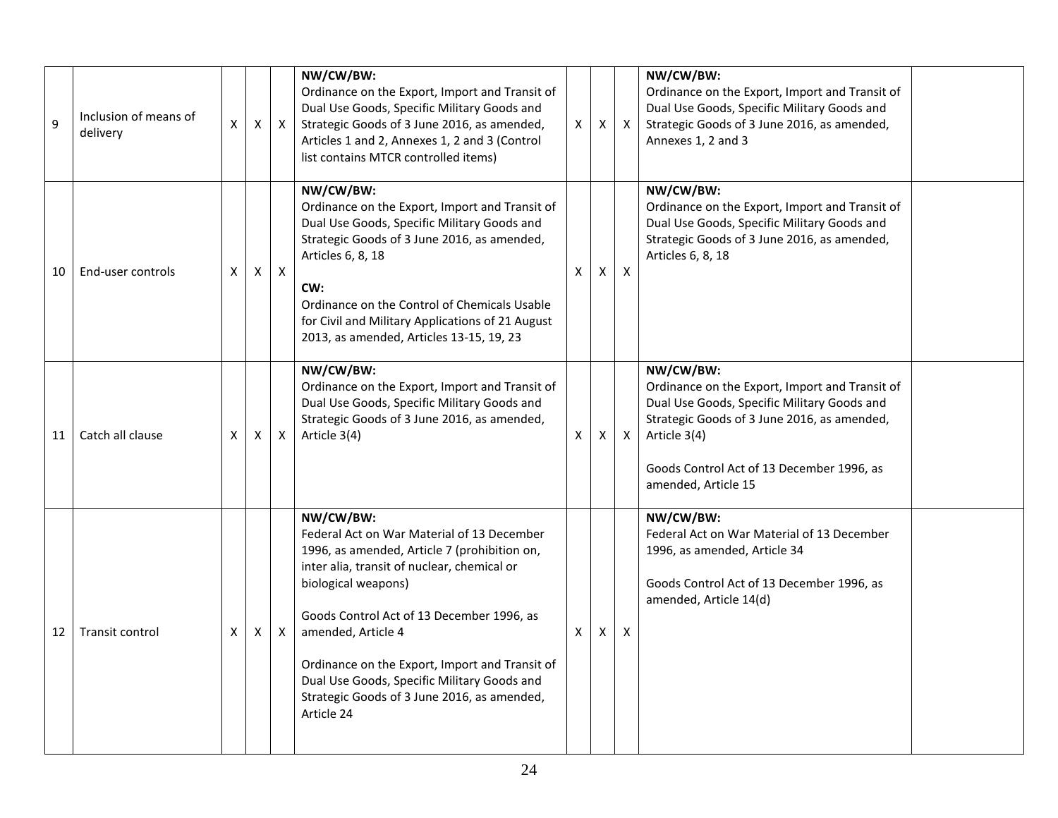| 9 | Inclusion of means of delivery | X | X | X | **NW/CW/BW:**<br>Ordinance on the Export, Import and Transit of Dual Use Goods, Specific Military Goods and Strategic Goods of 3 June 2016, as amended, Articles 1 and 2, Annexes 1, 2 and 3 (Control list contains MTCR controlled items) | X | X | X | **NW/CW/BW:**<br>Ordinance on the Export, Import and Transit of Dual Use Goods, Specific Military Goods and Strategic Goods of 3 June 2016, as amended, Annexes 1, 2 and 3 | |
|---|---|---|---|---|---|---|---|---|---|---|
| 10 | End-user controls | X | X | X | **NW/CW/BW:**<br>Ordinance on the Export, Import and Transit of Dual Use Goods, Specific Military Goods and Strategic Goods of 3 June 2016, as amended, Articles 6, 8, 18<br><br>**CW:**<br>Ordinance on the Control of Chemicals Usable for Civil and Military Applications of 21 August 2013, as amended, Articles 13-15, 19, 23 | X | X | X | **NW/CW/BW:**<br>Ordinance on the Export, Import and Transit of Dual Use Goods, Specific Military Goods and Strategic Goods of 3 June 2016, as amended, Articles 6, 8, 18 | |
| 11 | Catch all clause | X | X | X | **NW/CW/BW:**<br>Ordinance on the Export, Import and Transit of Dual Use Goods, Specific Military Goods and Strategic Goods of 3 June 2016, as amended, Article 3(4) | X | X | X | **NW/CW/BW:**<br>Ordinance on the Export, Import and Transit of Dual Use Goods, Specific Military Goods and Strategic Goods of 3 June 2016, as amended, Article 3(4)<br><br>Goods Control Act of 13 December 1996, as amended, Article 15 | |
| 12 | Transit control | X | X | X | **NW/CW/BW:**<br>Federal Act on War Material of 13 December 1996, as amended, Article 7 (prohibition on, inter alia, transit of nuclear, chemical or biological weapons)<br><br>Goods Control Act of 13 December 1996, as amended, Article 4<br><br>Ordinance on the Export, Import and Transit of Dual Use Goods, Specific Military Goods and Strategic Goods of 3 June 2016, as amended, Article 24 | X | X | X | **NW/CW/BW:**<br>Federal Act on War Material of 13 December 1996, as amended, Article 34<br><br>Goods Control Act of 13 December 1996, as amended, Article 14(d) | |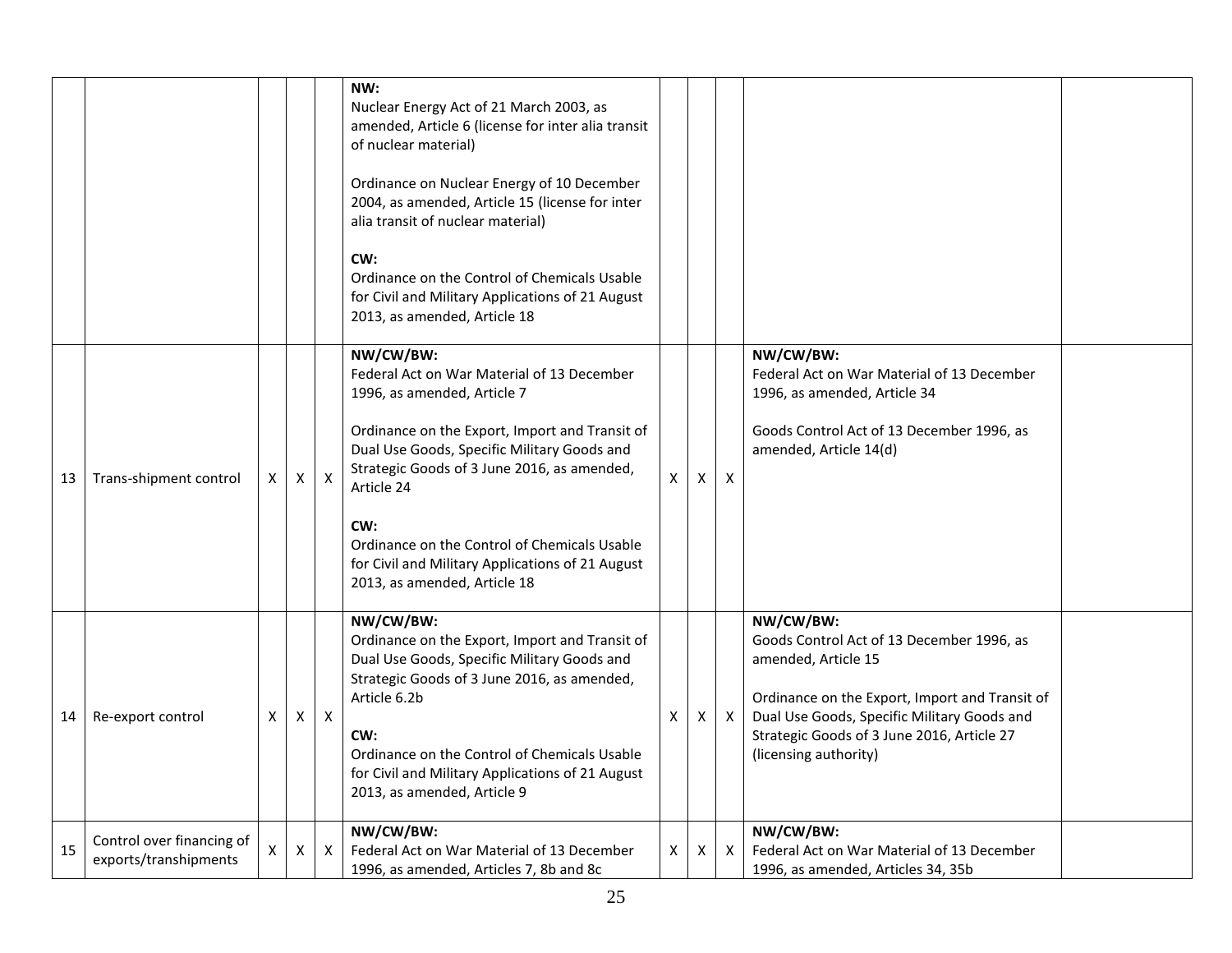| | | | | | | | | | | |
|---|---|---|---|---|---|---|---|---|---|---|
| | | | | | **NW:**<br>Nuclear Energy Act of 21 March 2003, as amended, Article 6 (license for inter alia transit of nuclear material)<br><br>Ordinance on Nuclear Energy of 10 December 2004, as amended, Article 15 (license for inter alia transit of nuclear material)<br><br>**CW:**<br>Ordinance on the Control of Chemicals Usable for Civil and Military Applications of 21 August 2013, as amended, Article 18 | | | | | |
| 13 | Trans-shipment control | X | X | X | **NW/CW/BW:**<br>Federal Act on War Material of 13 December 1996, as amended, Article 7<br><br>Ordinance on the Export, Import and Transit of Dual Use Goods, Specific Military Goods and Strategic Goods of 3 June 2016, as amended, Article 24<br><br>**CW:**<br>Ordinance on the Control of Chemicals Usable for Civil and Military Applications of 21 August 2013, as amended, Article 18 | X | X | X | **NW/CW/BW:**<br>Federal Act on War Material of 13 December 1996, as amended, Article 34<br><br>Goods Control Act of 13 December 1996, as amended, Article 14(d) | |
| 14 | Re-export control | X | X | X | **NW/CW/BW:**<br>Ordinance on the Export, Import and Transit of Dual Use Goods, Specific Military Goods and Strategic Goods of 3 June 2016, as amended, Article 6.2b<br><br>**CW:**<br>Ordinance on the Control of Chemicals Usable for Civil and Military Applications of 21 August 2013, as amended, Article 9 | X | X | X | **NW/CW/BW:**<br>Goods Control Act of 13 December 1996, as amended, Article 15<br><br>Ordinance on the Export, Import and Transit of Dual Use Goods, Specific Military Goods and Strategic Goods of 3 June 2016, Article 27 (licensing authority) | |
| 15 | Control over financing of exports/transhipments | X | X | X | **NW/CW/BW:**<br>Federal Act on War Material of 13 December 1996, as amended, Articles 7, 8b and 8c | X | X | X | **NW/CW/BW:**<br>Federal Act on War Material of 13 December 1996, as amended, Articles 34, 35b | |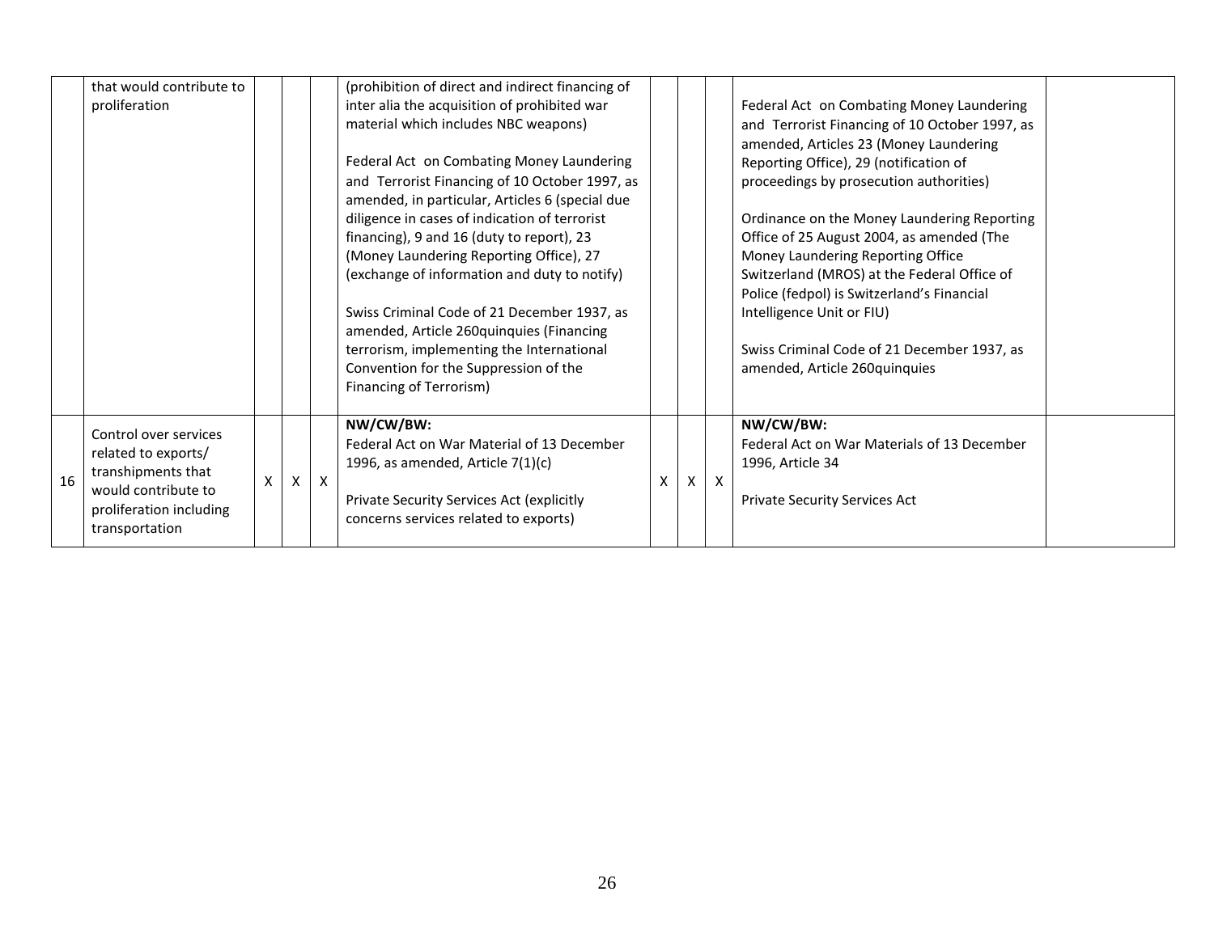| | | | | | | | | | | | |
|---|---|---|---|---|---|---|---|---|---|---|---|
| | that would contribute to proliferation | | | | (prohibition of direct and indirect financing of inter alia the acquisition of prohibited war material which includes NBC weapons)<br><br>Federal Act on Combating Money Laundering and Terrorist Financing of 10 October 1997, as amended, in particular, Articles 6 (special due diligence in cases of indication of terrorist financing), 9 and 16 (duty to report), 23 (Money Laundering Reporting Office), 27 (exchange of information and duty to notify)<br><br>Swiss Criminal Code of 21 December 1937, as amended, Article 260quinquies (Financing terrorism, implementing the International Convention for the Suppression of the Financing of Terrorism) | | | | Federal Act on Combating Money Laundering and Terrorist Financing of 10 October 1997, as amended, Articles 23 (Money Laundering Reporting Office), 29 (notification of proceedings by prosecution authorities)<br><br>Ordinance on the Money Laundering Reporting Office of 25 August 2004, as amended (The Money Laundering Reporting Office Switzerland (MROS) at the Federal Office of Police (fedpol) is Switzerland's Financial Intelligence Unit or FIU)<br><br>Swiss Criminal Code of 21 December 1937, as amended, Article 260quinquies | |
| 16 | Control over services related to exports/ transhipments that would contribute to proliferation including transportation | X | X | X | **NW/CW/BW:**<br>Federal Act on War Material of 13 December 1996, as amended, Article 7(1)(c)<br><br>Private Security Services Act (explicitly concerns services related to exports) | X | X | X | **NW/CW/BW:**<br>Federal Act on War Materials of 13 December 1996, Article 34<br><br>Private Security Services Act | |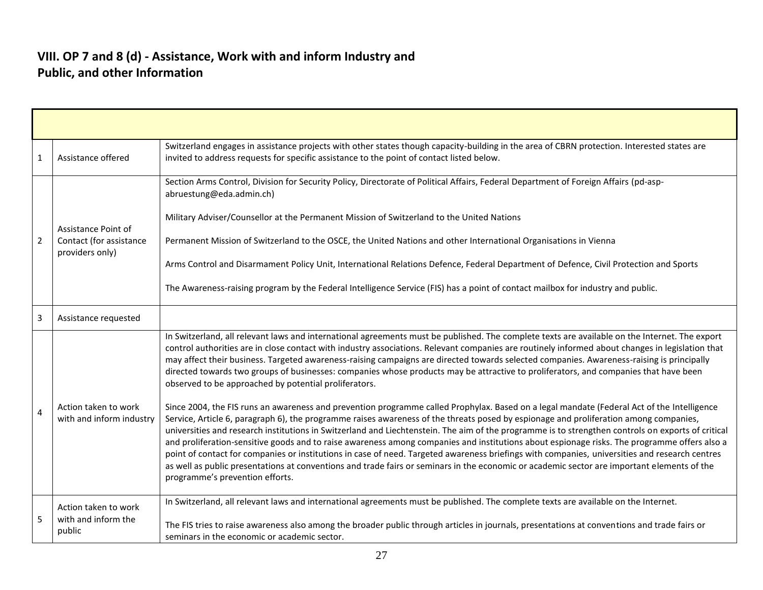## VIII. OP 7 and 8 (d) - Assistance, Work with and inform Industry and Public, and other Information

| | | |
|---|---|---|
| 1 | Assistance offered | Switzerland engages in assistance projects with other states though capacity-building in the area of CBRN protection. Interested states are invited to address requests for specific assistance to the point of contact listed below. |
| 2 | Assistance Point of Contact (for assistance providers only) | Section Arms Control, Division for Security Policy, Directorate of Political Affairs, Federal Department of Foreign Affairs (pd-asp-abruestung@eda.admin.ch)<br><br>Military Adviser/Counsellor at the Permanent Mission of Switzerland to the United Nations<br><br>Permanent Mission of Switzerland to the OSCE, the United Nations and other International Organisations in Vienna<br><br>Arms Control and Disarmament Policy Unit, International Relations Defence, Federal Department of Defence, Civil Protection and Sports<br><br>The Awareness-raising program by the Federal Intelligence Service (FIS) has a point of contact mailbox for industry and public. |
| 3 | Assistance requested | |
| 4 | Action taken to work with and inform industry | In Switzerland, all relevant laws and international agreements must be published. The complete texts are available on the Internet. The export control authorities are in close contact with industry associations. Relevant companies are routinely informed about changes in legislation that may affect their business. Targeted awareness-raising campaigns are directed towards selected companies. Awareness-raising is principally directed towards two groups of businesses: companies whose products may be attractive to proliferators, and companies that have been observed to be approached by potential proliferators.<br><br>Since 2004, the FIS runs an awareness and prevention programme called Prophylax. Based on a legal mandate (Federal Act of the Intelligence Service, Article 6, paragraph 6), the programme raises awareness of the threats posed by espionage and proliferation among companies, universities and research institutions in Switzerland and Liechtenstein. The aim of the programme is to strengthen controls on exports of critical and proliferation-sensitive goods and to raise awareness among companies and institutions about espionage risks. The programme offers also a point of contact for companies or institutions in case of need. Targeted awareness briefings with companies, universities and research centres as well as public presentations at conventions and trade fairs or seminars in the economic or academic sector are important elements of the programme's prevention efforts. |
| 5 | Action taken to work with and inform the public | In Switzerland, all relevant laws and international agreements must be published. The complete texts are available on the Internet.<br><br>The FIS tries to raise awareness also among the broader public through articles in journals, presentations at conventions and trade fairs or seminars in the economic or academic sector. |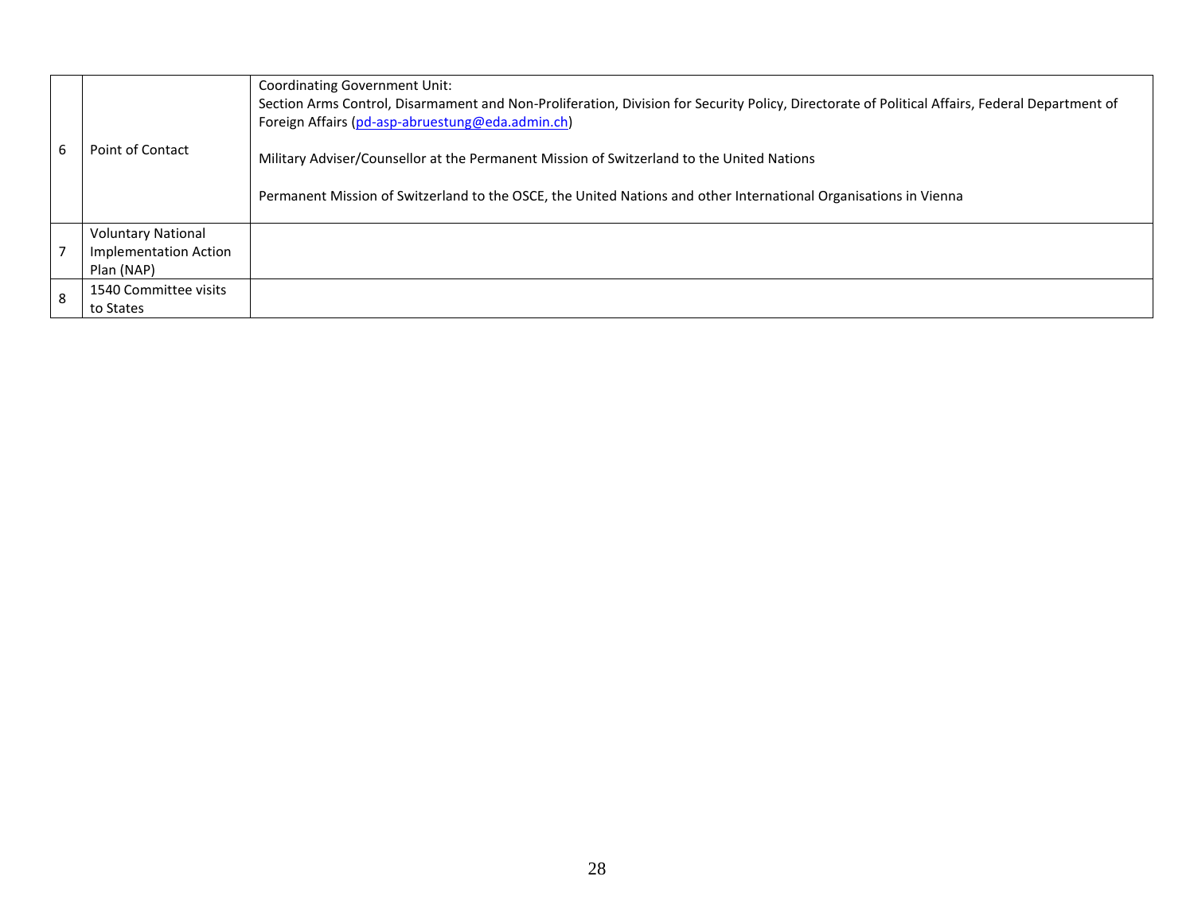| | | |
|---|---|---|
| 6 | Point of Contact | Coordinating Government Unit:<br>Section Arms Control, Disarmament and Non-Proliferation, Division for Security Policy, Directorate of Political Affairs, Federal Department of Foreign Affairs (pd-asp-abruestung@eda.admin.ch)<br><br>Military Adviser/Counsellor at the Permanent Mission of Switzerland to the United Nations<br><br>Permanent Mission of Switzerland to the OSCE, the United Nations and other International Organisations in Vienna |
| 7 | Voluntary National Implementation Action Plan (NAP) | |
| 8 | 1540 Committee visits to States | |